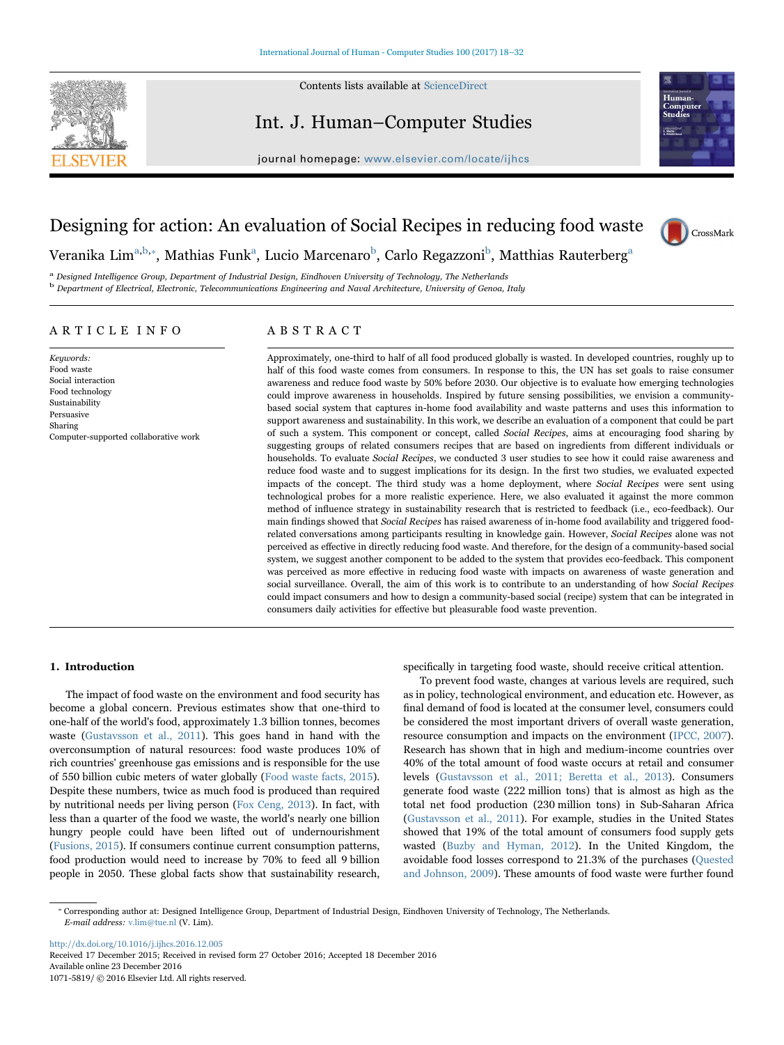# Designing for action: An evaluation of Social Recipes in reducing food waste

Veranika Lim[a,b,*], Mathias Funk[a], Lucio Marcenaro[b], Carlo Regazzoni[b], Matthias Rauterberg[a]

[a] Designed Intelligence Group, Department of Industrial Design, Eindhoven University of Technology, The Netherlands
[b] Department of Electrical, Electronic, Telecommunications Engineering and Naval Architecture, University of Genoa, Italy

## ARTICLE INFO

*Keywords:*
Food waste
Social interaction
Food technology
Sustainability
Persuasive
Sharing
Computer-supported collaborative work

## ABSTRACT

Approximately, one-third to half of all food produced globally is wasted. In developed countries, roughly up to half of this food waste comes from consumers. In response to this, the UN has set goals to raise consumer awareness and reduce food waste by 50% before 2030. Our objective is to evaluate how emerging technologies could improve awareness in households. Inspired by future sensing possibilities, we envision a community-based social system that captures in-home food availability and waste patterns and uses this information to support awareness and sustainability. In this work, we describe an evaluation of a component that could be part of such a system. This component or concept, called *Social Recipes*, aims at encouraging food sharing by suggesting groups of related consumers recipes that are based on ingredients from different individuals or households. To evaluate *Social Recipes*, we conducted 3 user studies to see how it could raise awareness and reduce food waste and to suggest implications for its design. In the first two studies, we evaluated expected impacts of the concept. The third study was a home deployment, where *Social Recipes* were sent using technological probes for a more realistic experience. Here, we also evaluated it against the more common method of influence strategy in sustainability research that is restricted to feedback (i.e., eco-feedback). Our main findings showed that *Social Recipes* has raised awareness of in-home food availability and triggered food-related conversations among participants resulting in knowledge gain. However, *Social Recipes* alone was not perceived as effective in directly reducing food waste. And therefore, for the design of a community-based social system, we suggest another component to be added to the system that provides eco-feedback. This component was perceived as more effective in reducing food waste with impacts on awareness of waste generation and social surveillance. Overall, the aim of this work is to contribute to an understanding of how *Social Recipes* could impact consumers and how to design a community-based social (recipe) system that can be integrated in consumers daily activities for effective but pleasurable food waste prevention.

## 1. Introduction

The impact of food waste on the environment and food security has become a global concern. Previous estimates show that one-third to one-half of the world's food, approximately 1.3 billion tonnes, becomes waste (Gustavsson et al., 2011). This goes hand in hand with the overconsumption of natural resources: food waste produces 10% of rich countries' greenhouse gas emissions and is responsible for the use of 550 billion cubic meters of water globally (Food waste facts, 2015). Despite these numbers, twice as much food is produced than required by nutritional needs per living person (Fox Ceng, 2013). In fact, with less than a quarter of the food we waste, the world's nearly one billion hungry people could have been lifted out of undernourishment (Fusions, 2015). If consumers continue current consumption patterns, food production would need to increase by 70% to feed all 9 billion people in 2050. These global facts show that sustainability research, specifically in targeting food waste, should receive critical attention.

To prevent food waste, changes at various levels are required, such as in policy, technological environment, and education etc. However, as final demand of food is located at the consumer level, consumers could be considered the most important drivers of overall waste generation, resource consumption and impacts on the environment (IPCC, 2007). Research has shown that in high and medium-income countries over 40% of the total amount of food waste occurs at retail and consumer levels (Gustavsson et al., 2011; Beretta et al., 2013). Consumers generate food waste (222 million tons) that is almost as high as the total net food production (230 million tons) in Sub-Saharan Africa (Gustavsson et al., 2011). For example, studies in the United States showed that 19% of the total amount of consumers food supply gets wasted (Buzby and Hyman, 2012). In the United Kingdom, the avoidable food losses correspond to 21.3% of the purchases (Quested and Johnson, 2009). These amounts of food waste were further found

---

* Corresponding author at: Designed Intelligence Group, Department of Industrial Design, Eindhoven University of Technology, The Netherlands.
*E-mail address:* v.lim@tue.nl (V. Lim).

http://dx.doi.org/10.1016/j.ijhcs.2016.12.005
Received 17 December 2015; Received in revised form 27 October 2016; Accepted 18 December 2016
Available online 23 December 2016
1071-5819/ © 2016 Elsevier Ltd. All rights reserved.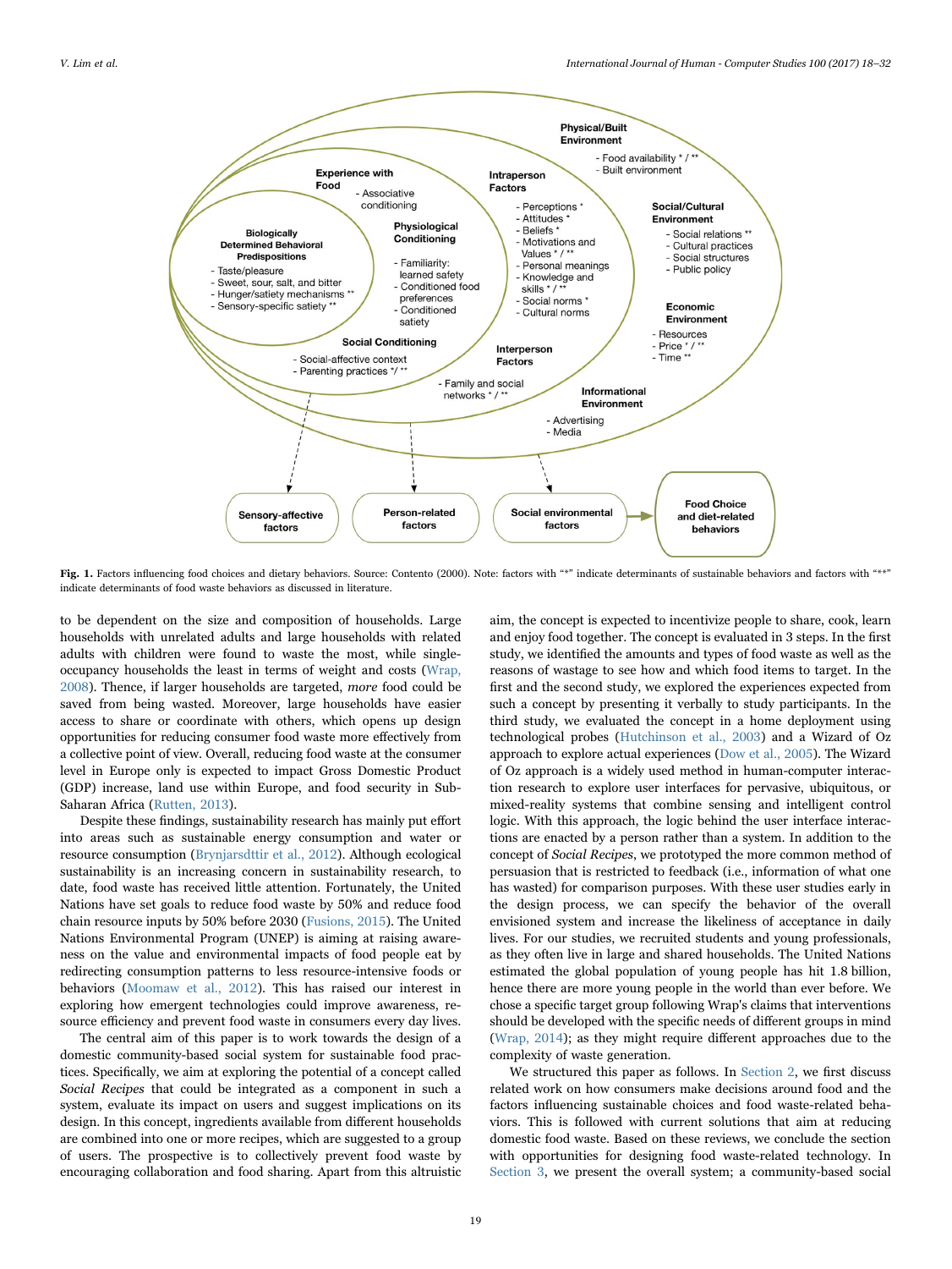Fig. 1. Factors influencing food choices and dietary behaviors. Source: Contento (2000). Note: factors with "*" indicate determinants of sustainable behaviors and factors with "**" indicate determinants of food waste behaviors as discussed in literature.

to be dependent on the size and composition of households. Large households with unrelated adults and large households with related adults with children were found to waste the most, while single-occupancy households the least in terms of weight and costs (Wrap, 2008). Thence, if larger households are targeted, *more* food could be saved from being wasted. Moreover, large households have easier access to share or coordinate with others, which opens up design opportunities for reducing consumer food waste more effectively from a collective point of view. Overall, reducing food waste at the consumer level in Europe only is expected to impact Gross Domestic Product (GDP) increase, land use within Europe, and food security in Sub-Saharan Africa (Rutten, 2013).

Despite these findings, sustainability research has mainly put effort into areas such as sustainable energy consumption and water or resource consumption (Brynjarsdttir et al., 2012). Although ecological sustainability is an increasing concern in sustainability research, to date, food waste has received little attention. Fortunately, the United Nations have set goals to reduce food waste by 50% and reduce food chain resource inputs by 50% before 2030 (Fusions, 2015). The United Nations Environmental Program (UNEP) is aiming at raising awareness on the value and environmental impacts of food people eat by redirecting consumption patterns to less resource-intensive foods or behaviors (Moomaw et al., 2012). This has raised our interest in exploring how emergent technologies could improve awareness, resource efficiency and prevent food waste in consumers every day lives.

The central aim of this paper is to work towards the design of a domestic community-based social system for sustainable food practices. Specifically, we aim at exploring the potential of a concept called *Social Recipes* that could be integrated as a component in such a system, evaluate its impact on users and suggest implications on its design. In this concept, ingredients available from different households are combined into one or more recipes, which are suggested to a group of users. The prospective is to collectively prevent food waste by encouraging collaboration and food sharing. Apart from this altruistic aim, the concept is expected to incentivize people to share, cook, learn and enjoy food together. The concept is evaluated in 3 steps. In the first study, we identified the amounts and types of food waste as well as the reasons of wastage to see how and which food items to target. In the first and the second study, we explored the experiences expected from such a concept by presenting it verbally to study participants. In the third study, we evaluated the concept in a home deployment using technological probes (Hutchinson et al., 2003) and a Wizard of Oz approach to explore actual experiences (Dow et al., 2005). The Wizard of Oz approach is a widely used method in human-computer interaction research to explore user interfaces for pervasive, ubiquitous, or mixed-reality systems that combine sensing and intelligent control logic. With this approach, the logic behind the user interface interactions are enacted by a person rather than a system. In addition to the concept of *Social Recipes*, we prototyped the more common method of persuasion that is restricted to feedback (i.e., information of what one has wasted) for comparison purposes. With these user studies early in the design process, we can specify the behavior of the overall envisioned system and increase the likeliness of acceptance in daily lives. For our studies, we recruited students and young professionals, as they often live in large and shared households. The United Nations estimated the global population of young people has hit 1.8 billion, hence there are more young people in the world than ever before. We chose a specific target group following Wrap's claims that interventions should be developed with the specific needs of different groups in mind (Wrap, 2014); as they might require different approaches due to the complexity of waste generation.

We structured this paper as follows. In Section 2, we first discuss related work on how consumers make decisions around food and the factors influencing sustainable choices and food waste-related behaviors. This is followed with current solutions that aim at reducing domestic food waste. Based on these reviews, we conclude the section with opportunities for designing food waste-related technology. In Section 3, we present the overall system; a community-based social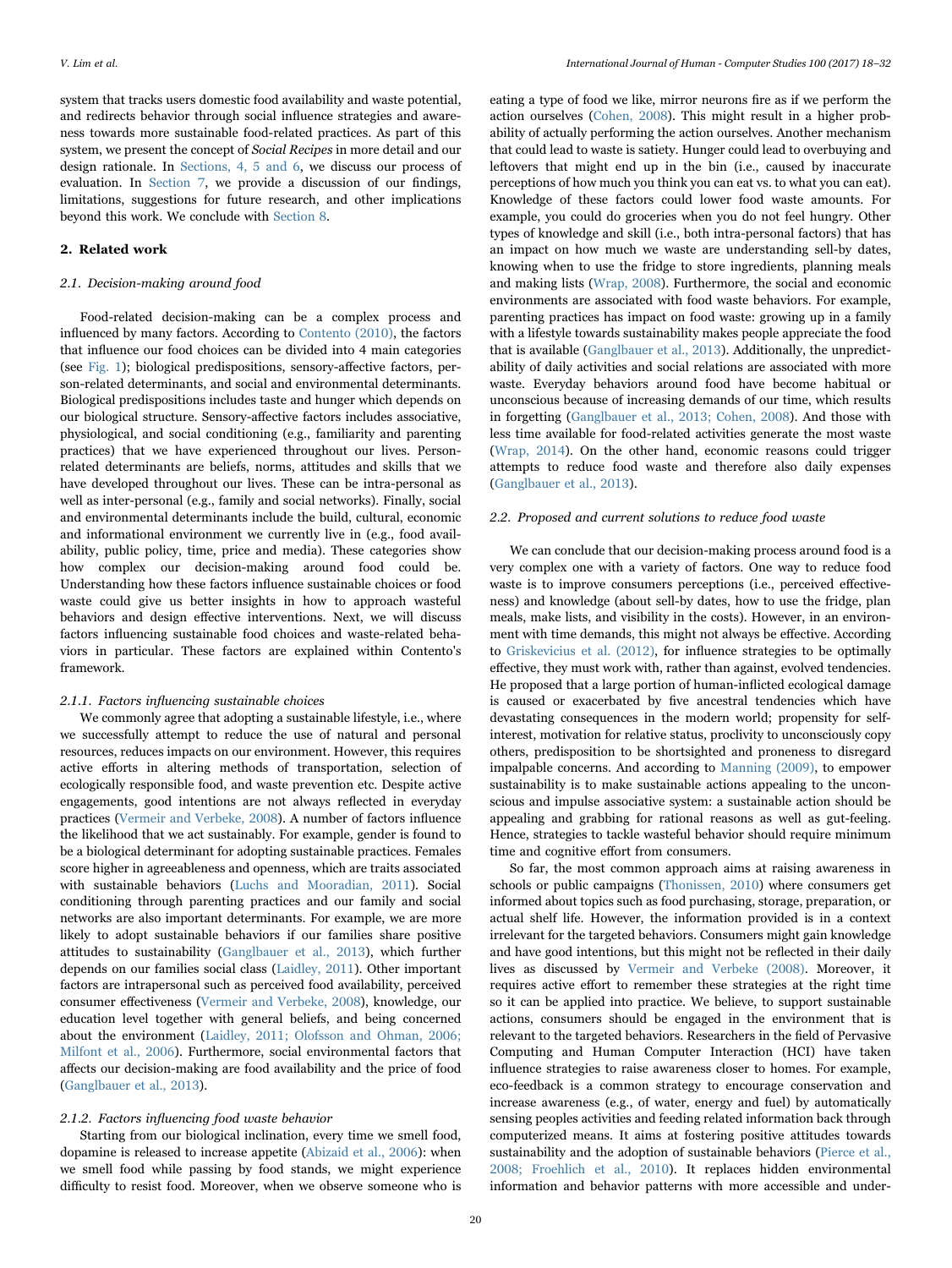system that tracks users domestic food availability and waste potential, and redirects behavior through social influence strategies and awareness towards more sustainable food-related practices. As part of this system, we present the concept of *Social Recipes* in more detail and our design rationale. In Sections, 4, 5 and 6, we discuss our process of evaluation. In Section 7, we provide a discussion of our findings, limitations, suggestions for future research, and other implications beyond this work. We conclude with Section 8.

## 2. Related work

### 2.1. Decision-making around food

Food-related decision-making can be a complex process and influenced by many factors. According to Contento (2010), the factors that influence our food choices can be divided into 4 main categories (see Fig. 1); biological predispositions, sensory-affective factors, person-related determinants, and social and environmental determinants. Biological predispositions includes taste and hunger which depends on our biological structure. Sensory-affective factors includes associative, physiological, and social conditioning (e.g., familiarity and parenting practices) that we have experienced throughout our lives. Person-related determinants are beliefs, norms, attitudes and skills that we have developed throughout our lives. These can be intra-personal as well as inter-personal (e.g., family and social networks). Finally, social and environmental determinants include the build, cultural, economic and informational environment we currently live in (e.g., food availability, public policy, time, price and media). These categories show how complex our decision-making around food could be. Understanding how these factors influence sustainable choices or food waste could give us better insights in how to approach wasteful behaviors and design effective interventions. Next, we will discuss factors influencing sustainable food choices and waste-related behaviors in particular. These factors are explained within Contento's framework.

#### 2.1.1. Factors influencing sustainable choices

We commonly agree that adopting a sustainable lifestyle, i.e., where we successfully attempt to reduce the use of natural and personal resources, reduces impacts on our environment. However, this requires active efforts in altering methods of transportation, selection of ecologically responsible food, and waste prevention etc. Despite active engagements, good intentions are not always reflected in everyday practices (Vermeir and Verbeke, 2008). A number of factors influence the likelihood that we act sustainably. For example, gender is found to be a biological determinant for adopting sustainable practices. Females score higher in agreeableness and openness, which are traits associated with sustainable behaviors (Luchs and Mooradian, 2011). Social conditioning through parenting practices and our family and social networks are also important determinants. For example, we are more likely to adopt sustainable behaviors if our families share positive attitudes to sustainability (Ganglbauer et al., 2013), which further depends on our families social class (Laidley, 2011). Other important factors are intrapersonal such as perceived food availability, perceived consumer effectiveness (Vermeir and Verbeke, 2008), knowledge, our education level together with general beliefs, and being concerned about the environment (Laidley, 2011; Olofsson and Ohman, 2006; Milfont et al., 2006). Furthermore, social environmental factors that affects our decision-making are food availability and the price of food (Ganglbauer et al., 2013).

#### 2.1.2. Factors influencing food waste behavior

Starting from our biological inclination, every time we smell food, dopamine is released to increase appetite (Abizaid et al., 2006): when we smell food while passing by food stands, we might experience difficulty to resist food. Moreover, when we observe someone who is eating a type of food we like, mirror neurons fire as if we perform the action ourselves (Cohen, 2008). This might result in a higher probability of actually performing the action ourselves. Another mechanism that could lead to waste is satiety. Hunger could lead to overbuying and leftovers that might end up in the bin (i.e., caused by inaccurate perceptions of how much you think you can eat vs. to what you can eat). Knowledge of these factors could lower food waste amounts. For example, you could do groceries when you do not feel hungry. Other types of knowledge and skill (i.e., both intra-personal factors) that has an impact on how much we waste are understanding sell-by dates, knowing when to use the fridge to store ingredients, planning meals and making lists (Wrap, 2008). Furthermore, the social and economic environments are associated with food waste behaviors. For example, parenting practices has impact on food waste: growing up in a family with a lifestyle towards sustainability makes people appreciate the food that is available (Ganglbauer et al., 2013). Additionally, the unpredictability of daily activities and social relations are associated with more waste. Everyday behaviors around food have become habitual or unconscious because of increasing demands of our time, which results in forgetting (Ganglbauer et al., 2013; Cohen, 2008). And those with less time available for food-related activities generate the most waste (Wrap, 2014). On the other hand, economic reasons could trigger attempts to reduce food waste and therefore also daily expenses (Ganglbauer et al., 2013).

### 2.2. Proposed and current solutions to reduce food waste

We can conclude that our decision-making process around food is a very complex one with a variety of factors. One way to reduce food waste is to improve consumers perceptions (i.e., perceived effectiveness) and knowledge (about sell-by dates, how to use the fridge, plan meals, make lists, and visibility in the costs). However, in an environment with time demands, this might not always be effective. According to Griskevicius et al. (2012), for influence strategies to be optimally effective, they must work with, rather than against, evolved tendencies. He proposed that a large portion of human-inflicted ecological damage is caused or exacerbated by five ancestral tendencies which have devastating consequences in the modern world; propensity for self-interest, motivation for relative status, proclivity to unconsciously copy others, predisposition to be shortsighted and proneness to disregard impalpable concerns. And according to Manning (2009), to empower sustainability is to make sustainable actions appealing to the unconscious and impulse associative system: a sustainable action should be appealing and grabbing for rational reasons as well as gut-feeling. Hence, strategies to tackle wasteful behavior should require minimum time and cognitive effort from consumers.

So far, the most common approach aims at raising awareness in schools or public campaigns (Thonissen, 2010) where consumers get informed about topics such as food purchasing, storage, preparation, or actual shelf life. However, the information provided is in a context irrelevant for the targeted behaviors. Consumers might gain knowledge and have good intentions, but this might not be reflected in their daily lives as discussed by Vermeir and Verbeke (2008). Moreover, it requires active effort to remember these strategies at the right time so it can be applied into practice. We believe, to support sustainable actions, consumers should be engaged in the environment that is relevant to the targeted behaviors. Researchers in the field of Pervasive Computing and Human Computer Interaction (HCI) have taken influence strategies to raise awareness closer to homes. For example, eco-feedback is a common strategy to encourage conservation and increase awareness (e.g., of water, energy and fuel) by automatically sensing peoples activities and feeding related information back through computerized means. It aims at fostering positive attitudes towards sustainability and the adoption of sustainable behaviors (Pierce et al., 2008; Froehlich et al., 2010). It replaces hidden environmental information and behavior patterns with more accessible and under-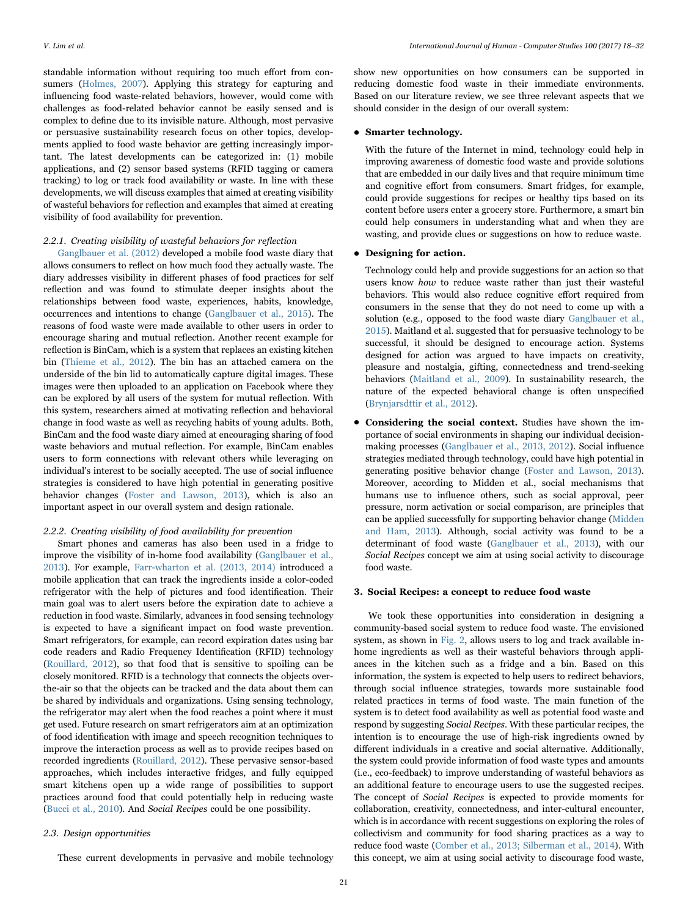standable information without requiring too much effort from consumers (Holmes, 2007). Applying this strategy for capturing and influencing food waste-related behaviors, however, would come with challenges as food-related behavior cannot be easily sensed and is complex to define due to its invisible nature. Although, most pervasive or persuasive sustainability research focus on other topics, developments applied to food waste behavior are getting increasingly important. The latest developments can be categorized in: (1) mobile applications, and (2) sensor based systems (RFID tagging or camera tracking) to log or track food availability or waste. In line with these developments, we will discuss examples that aimed at creating visibility of wasteful behaviors for reflection and examples that aimed at creating visibility of food availability for prevention.

#### 2.2.1. Creating visibility of wasteful behaviors for reflection

Ganglbauer et al. (2012) developed a mobile food waste diary that allows consumers to reflect on how much food they actually waste. The diary addresses visibility in different phases of food practices for self reflection and was found to stimulate deeper insights about the relationships between food waste, experiences, habits, knowledge, occurrences and intentions to change (Ganglbauer et al., 2015). The reasons of food waste were made available to other users in order to encourage sharing and mutual reflection. Another recent example for reflection is BinCam, which is a system that replaces an existing kitchen bin (Thieme et al., 2012). The bin has an attached camera on the underside of the bin lid to automatically capture digital images. These images were then uploaded to an application on Facebook where they can be explored by all users of the system for mutual reflection. With this system, researchers aimed at motivating reflection and behavioral change in food waste as well as recycling habits of young adults. Both, BinCam and the food waste diary aimed at encouraging sharing of food waste behaviors and mutual reflection. For example, BinCam enables users to form connections with relevant others while leveraging on individual's interest to be socially accepted. The use of social influence strategies is considered to have high potential in generating positive behavior changes (Foster and Lawson, 2013), which is also an important aspect in our overall system and design rationale.

#### 2.2.2. Creating visibility of food availability for prevention

Smart phones and cameras has also been used in a fridge to improve the visibility of in-home food availability (Ganglbauer et al., 2013). For example, Farr-wharton et al. (2013, 2014) introduced a mobile application that can track the ingredients inside a color-coded refrigerator with the help of pictures and food identification. Their main goal was to alert users before the expiration date to achieve a reduction in food waste. Similarly, advances in food sensing technology is expected to have a significant impact on food waste prevention. Smart refrigerators, for example, can record expiration dates using bar code readers and Radio Frequency Identification (RFID) technology (Rouillard, 2012), so that food that is sensitive to spoiling can be closely monitored. RFID is a technology that connects the objects over-the-air so that the objects can be tracked and the data about them can be shared by individuals and organizations. Using sensing technology, the refrigerator may alert when the food reaches a point where it must get used. Future research on smart refrigerators aim at an optimization of food identification with image and speech recognition techniques to improve the interaction process as well as to provide recipes based on recorded ingredients (Rouillard, 2012). These pervasive sensor-based approaches, which includes interactive fridges, and fully equipped smart kitchens open up a wide range of possibilities to support practices around food that could potentially help in reducing waste (Bucci et al., 2010). And *Social Recipes* could be one possibility.

### 2.3. Design opportunities

These current developments in pervasive and mobile technology show new opportunities on how consumers can be supported in reducing domestic food waste in their immediate environments. Based on our literature review, we see three relevant aspects that we should consider in the design of our overall system:

- **Smarter technology.**

  With the future of the Internet in mind, technology could help in improving awareness of domestic food waste and provide solutions that are embedded in our daily lives and that require minimum time and cognitive effort from consumers. Smart fridges, for example, could provide suggestions for recipes or healthy tips based on its content before users enter a grocery store. Furthermore, a smart bin could help consumers in understanding what and when they are wasting, and provide clues or suggestions on how to reduce waste.

- **Designing for action.**

  Technology could help and provide suggestions for an action so that users know *how* to reduce waste rather than just their wasteful behaviors. This would also reduce cognitive effort required from consumers in the sense that they do not need to come up with a solution (e.g., opposed to the food waste diary Ganglbauer et al., 2015). Maitland et al. suggested that for persuasive technology to be successful, it should be designed to encourage action. Systems designed for action was argued to have impacts on creativity, pleasure and nostalgia, gifting, connectedness and trend-seeking behaviors (Maitland et al., 2009). In sustainability research, the nature of the expected behavioral change is often unspecified (Brynjarsdttir et al., 2012).

- **Considering the social context.** Studies have shown the importance of social environments in shaping our individual decision-making processes (Ganglbauer et al., 2013, 2012). Social influence strategies mediated through technology, could have high potential in generating positive behavior change (Foster and Lawson, 2013). Moreover, according to Midden et al., social mechanisms that humans use to influence others, such as social approval, peer pressure, norm activation or social comparison, are principles that can be applied successfully for supporting behavior change (Midden and Ham, 2013). Although, social activity was found to be a determinant of food waste (Ganglbauer et al., 2013), with our *Social Recipes* concept we aim at using social activity to discourage food waste.

## 3. Social Recipes: a concept to reduce food waste

We took these opportunities into consideration in designing a community-based social system to reduce food waste. The envisioned system, as shown in Fig. 2, allows users to log and track available in-home ingredients as well as their wasteful behaviors through appliances in the kitchen such as a fridge and a bin. Based on this information, the system is expected to help users to redirect behaviors, through social influence strategies, towards more sustainable food related practices in terms of food waste. The main function of the system is to detect food availability as well as potential food waste and respond by suggesting *Social Recipes*. With these particular recipes, the intention is to encourage the use of high-risk ingredients owned by different individuals in a creative and social alternative. Additionally, the system could provide information of food waste types and amounts (i.e., eco-feedback) to improve understanding of wasteful behaviors as an additional feature to encourage users to use the suggested recipes. The concept of *Social Recipes* is expected to provide moments for collaboration, creativity, connectedness, and inter-cultural encounter, which is in accordance with recent suggestions on exploring the roles of collectivism and community for food sharing practices as a way to reduce food waste (Comber et al., 2013; Silberman et al., 2014). With this concept, we aim at using social activity to discourage food waste,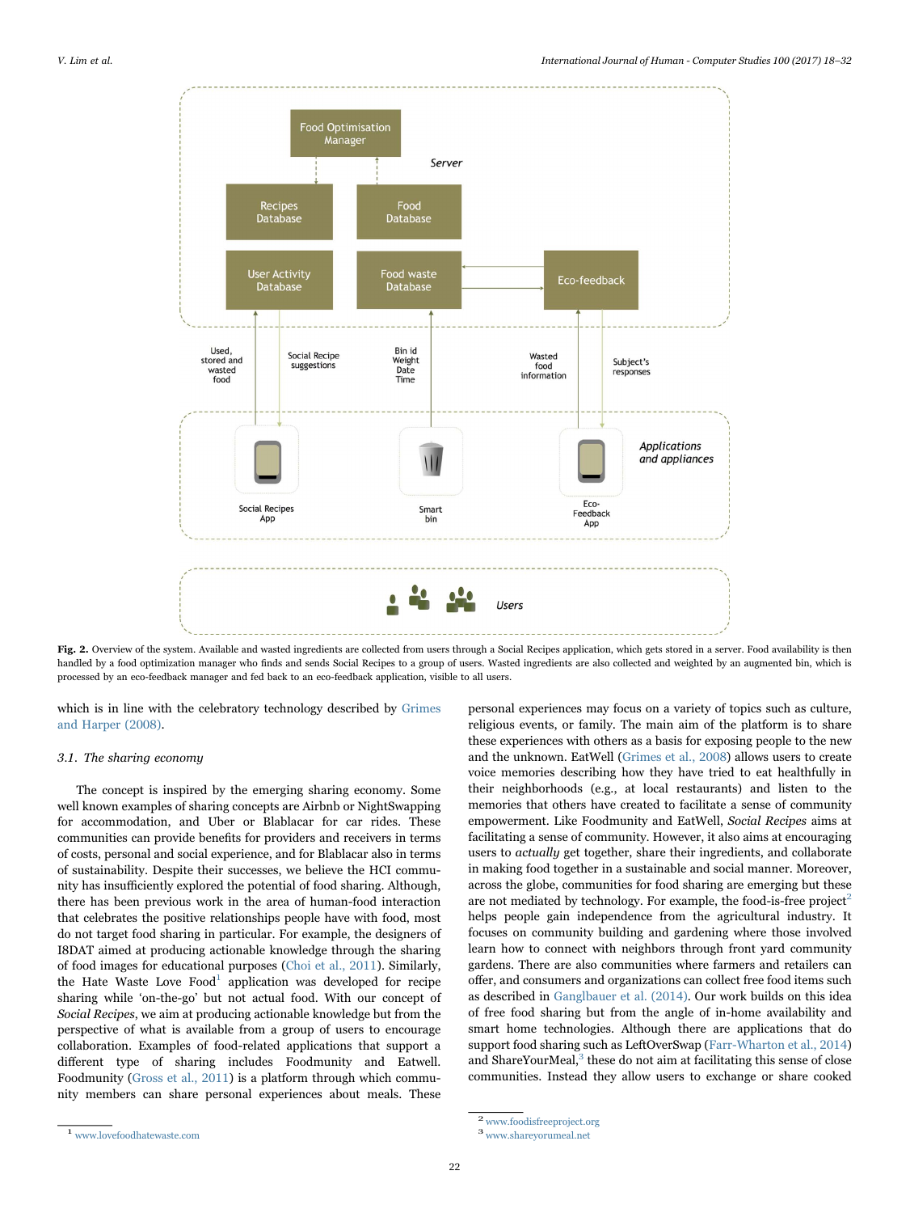**Fig. 2.** Overview of the system. Available and wasted ingredients are collected from users through a Social Recipes application, which gets stored in a server. Food availability is then handled by a food optimization manager who finds and sends Social Recipes to a group of users. Wasted ingredients are also collected and weighted by an augmented bin, which is processed by an eco-feedback manager and fed back to an eco-feedback application, visible to all users.

which is in line with the celebratory technology described by Grimes and Harper (2008).

### 3.1. The sharing economy

The concept is inspired by the emerging sharing economy. Some well known examples of sharing concepts are Airbnb or NightSwapping for accommodation, and Uber or Blablacar for car rides. These communities can provide benefits for providers and receivers in terms of costs, personal and social experience, and for Blablacar also in terms of sustainability. Despite their successes, we believe the HCI community has insufficiently explored the potential of food sharing. Although, there has been previous work in the area of human-food interaction that celebrates the positive relationships people have with food, most do not target food sharing in particular. For example, the designers of I8DAT aimed at producing actionable knowledge through the sharing of food images for educational purposes (Choi et al., 2011). Similarly, the Hate Waste Love Food[1] application was developed for recipe sharing while 'on-the-go' but not actual food. With our concept of *Social Recipes*, we aim at producing actionable knowledge but from the perspective of what is available from a group of users to encourage collaboration. Examples of food-related applications that support a different type of sharing includes Foodmunity and Eatwell. Foodmunity (Gross et al., 2011) is a platform through which community members can share personal experiences about meals. These personal experiences may focus on a variety of topics such as culture, religious events, or family. The main aim of the platform is to share these experiences with others as a basis for exposing people to the new and the unknown. EatWell (Grimes et al., 2008) allows users to create voice memories describing how they have tried to eat healthfully in their neighborhoods (e.g., at local restaurants) and listen to the memories that others have created to facilitate a sense of community empowerment. Like Foodmunity and EatWell, *Social Recipes* aims at facilitating a sense of community. However, it also aims at encouraging users to *actually* get together, share their ingredients, and collaborate in making food together in a sustainable and social manner. Moreover, across the globe, communities for food sharing are emerging but these are not mediated by technology. For example, the food-is-free project[2] helps people gain independence from the agricultural industry. It focuses on community building and gardening where those involved learn how to connect with neighbors through front yard community gardens. There are also communities where farmers and retailers can offer, and consumers and organizations can collect free food items such as described in Ganglbauer et al. (2014). Our work builds on this idea of free food sharing but from the angle of in-home availability and smart home technologies. Although there are applications that do support food sharing such as LeftOverSwap (Farr-Wharton et al., 2014) and ShareYourMeal,[3] these do not aim at facilitating this sense of close communities. Instead they allow users to exchange or share cooked

[1] www.lovefoodhatewaste.com

[2] www.foodisfreeproject.org

[3] www.shareyourmeal.net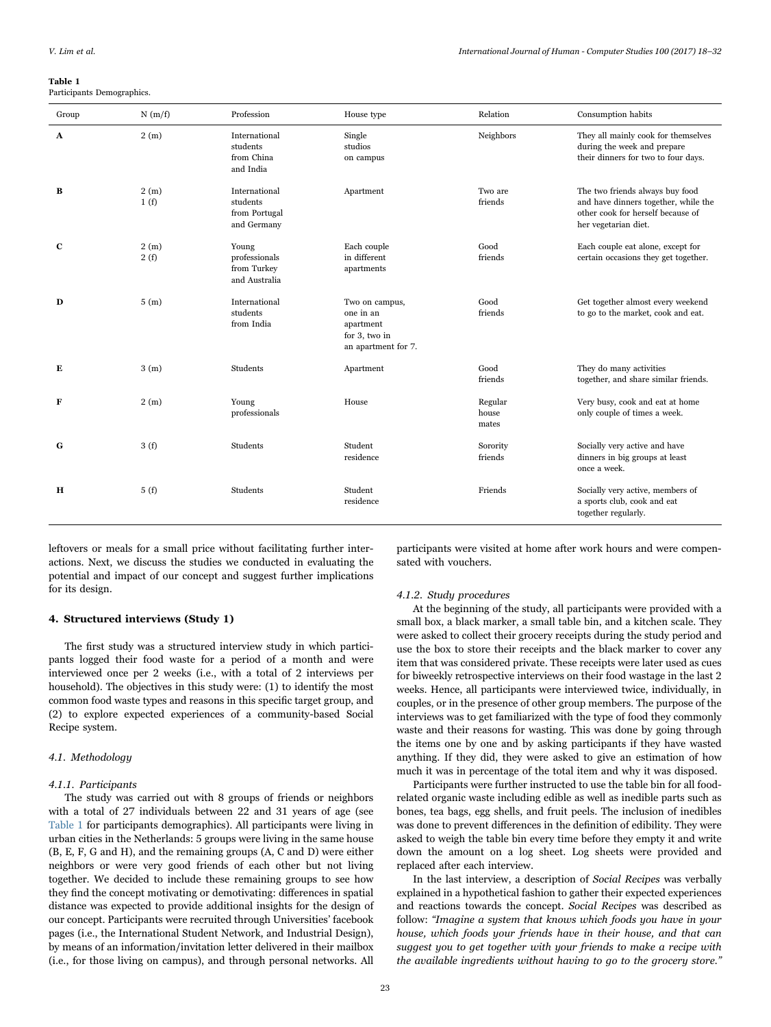**Table 1**
Participants Demographics.

| Group | N (m/f) | Profession | House type | Relation | Consumption habits |
|---|---|---|---|---|---|
| **A** | 2 (m) | International students from China and India | Single studios on campus | Neighbors | They all mainly cook for themselves during the week and prepare their dinners for two to four days. |
| **B** | 2 (m) 1 (f) | International students from Portugal and Germany | Apartment | Two are friends | The two friends always buy food and have dinners together, while the other cook for herself because of her vegetarian diet. |
| **C** | 2 (m) 2 (f) | Young professionals from Turkey and Australia | Each couple in different apartments | Good friends | Each couple eat alone, except for certain occasions they get together. |
| **D** | 5 (m) | International students from India | Two on campus, one in an apartment for 3, two in an apartment for 7. | Good friends | Get together almost every weekend to go to the market, cook and eat. |
| **E** | 3 (m) | Students | Apartment | Good friends | They do many activities together, and share similar friends. |
| **F** | 2 (m) | Young professionals | House | Regular house mates | Very busy, cook and eat at home only couple of times a week. |
| **G** | 3 (f) | Students | Student residence | Sorority friends | Socially very active and have dinners in big groups at least once a week. |
| **H** | 5 (f) | Students | Student residence | Friends | Socially very active, members of a sports club, cook and eat together regularly. |

leftovers or meals for a small price without facilitating further interactions. Next, we discuss the studies we conducted in evaluating the potential and impact of our concept and suggest further implications for its design.

## 4. Structured interviews (Study 1)

The first study was a structured interview study in which participants logged their food waste for a period of a month and were interviewed once per 2 weeks (i.e., with a total of 2 interviews per household). The objectives in this study were: (1) to identify the most common food waste types and reasons in this specific target group, and (2) to explore expected experiences of a community-based Social Recipe system.

### 4.1. Methodology

#### 4.1.1. Participants

The study was carried out with 8 groups of friends or neighbors with a total of 27 individuals between 22 and 31 years of age (see Table 1 for participants demographics). All participants were living in urban cities in the Netherlands: 5 groups were living in the same house (B, E, F, G and H), and the remaining groups (A, C and D) were either neighbors or were very good friends of each other but not living together. We decided to include these remaining groups to see how they find the concept motivating or demotivating: differences in spatial distance was expected to provide additional insights for the design of our concept. Participants were recruited through Universities' facebook pages (i.e., the International Student Network, and Industrial Design), by means of an information/invitation letter delivered in their mailbox (i.e., for those living on campus), and through personal networks. All participants were visited at home after work hours and were compensated with vouchers.

#### 4.1.2. Study procedures

At the beginning of the study, all participants were provided with a small box, a black marker, a small table bin, and a kitchen scale. They were asked to collect their grocery receipts during the study period and use the box to store their receipts and the black marker to cover any item that was considered private. These receipts were later used as cues for biweekly retrospective interviews on their food wastage in the last 2 weeks. Hence, all participants were interviewed twice, individually, in couples, or in the presence of other group members. The purpose of the interviews was to get familiarized with the type of food they commonly waste and their reasons for wasting. This was done by going through the items one by one and by asking participants if they have wasted anything. If they did, they were asked to give an estimation of how much it was in percentage of the total item and why it was disposed.

Participants were further instructed to use the table bin for all food-related organic waste including edible as well as inedible parts such as bones, tea bags, egg shells, and fruit peels. The inclusion of inedibles was done to prevent differences in the definition of edibility. They were asked to weigh the table bin every time before they empty it and write down the amount on a log sheet. Log sheets were provided and replaced after each interview.

In the last interview, a description of *Social Recipes* was verbally explained in a hypothetical fashion to gather their expected experiences and reactions towards the concept. *Social Recipes* was described as follow: *"Imagine a system that knows which foods you have in your house, which foods your friends have in their house, and that can suggest you to get together with your friends to make a recipe with the available ingredients without having to go to the grocery store."*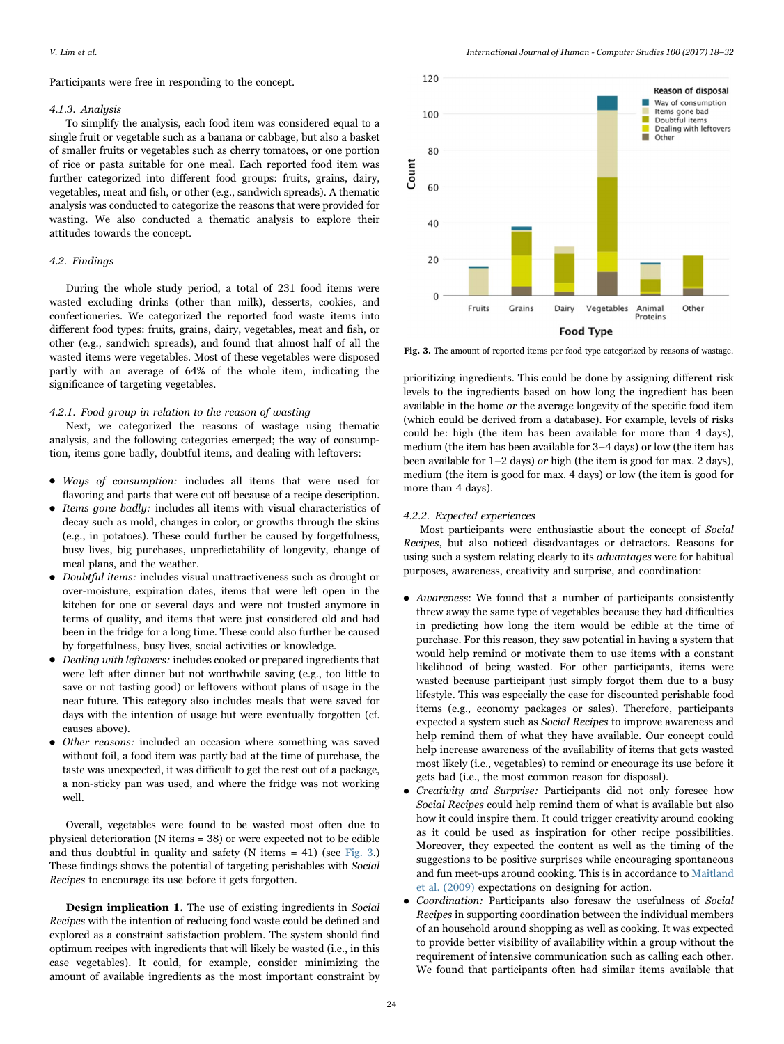Participants were free in responding to the concept.

#### 4.1.3. Analysis

To simplify the analysis, each food item was considered equal to a single fruit or vegetable such as a banana or cabbage, but also a basket of smaller fruits or vegetables such as cherry tomatoes, or one portion of rice or pasta suitable for one meal. Each reported food item was further categorized into different food groups: fruits, grains, dairy, vegetables, meat and fish, or other (e.g., sandwich spreads). A thematic analysis was conducted to categorize the reasons that were provided for wasting. We also conducted a thematic analysis to explore their attitudes towards the concept.

### 4.2. Findings

During the whole study period, a total of 231 food items were wasted excluding drinks (other than milk), desserts, cookies, and confectioneries. We categorized the reported food waste items into different food types: fruits, grains, dairy, vegetables, meat and fish, or other (e.g., sandwich spreads), and found that almost half of all the wasted items were vegetables. Most of these vegetables were disposed partly with an average of 64% of the whole item, indicating the significance of targeting vegetables.

#### 4.2.1. Food group in relation to the reason of wasting

Next, we categorized the reasons of wastage using thematic analysis, and the following categories emerged; the way of consumption, items gone badly, doubtful items, and dealing with leftovers:

- *Ways of consumption:* includes all items that were used for flavoring and parts that were cut off because of a recipe description.
- *Items gone badly:* includes all items with visual characteristics of decay such as mold, changes in color, or growths through the skins (e.g., in potatoes). These could further be caused by forgetfulness, busy lives, big purchases, unpredictability of longevity, change of meal plans, and the weather.
- *Doubtful items:* includes visual unattractiveness such as drought or over-moisture, expiration dates, items that were left open in the kitchen for one or several days and were not trusted anymore in terms of quality, and items that were just considered old and had been in the fridge for a long time. These could also further be caused by forgetfulness, busy lives, social activities or knowledge.
- *Dealing with leftovers:* includes cooked or prepared ingredients that were left after dinner but not worthwhile saving (e.g., too little to save or not tasting good) or leftovers without plans of usage in the near future. This category also includes meals that were saved for days with the intention of usage but were eventually forgotten (cf. causes above).
- *Other reasons:* included an occasion where something was saved without foil, a food item was partly bad at the time of purchase, the taste was unexpected, it was difficult to get the rest out of a package, a non-sticky pan was used, and where the fridge was not working well.

Overall, vegetables were found to be wasted most often due to physical deterioration (N items = 38) or were expected not to be edible and thus doubtful in quality and safety (N items = 41) (see Fig. 3.) These findings shows the potential of targeting perishables with *Social Recipes* to encourage its use before it gets forgotten.

**Design implication 1.** The use of existing ingredients in *Social Recipes* with the intention of reducing food waste could be defined and explored as a constraint satisfaction problem. The system should find optimum recipes with ingredients that will likely be wasted (i.e., in this case vegetables). It could, for example, consider minimizing the amount of available ingredients as the most important constraint by prioritizing ingredients. This could be done by assigning different risk levels to the ingredients based on how long the ingredient has been available in the home *or* the average longevity of the specific food item (which could be derived from a database). For example, levels of risks could be: high (the item has been available for more than 4 days), medium (the item has been available for 3–4 days) or low (the item has been available for 1–2 days) *or* high (the item is good for max. 2 days), medium (the item is good for max. 4 days) or low (the item is good for more than 4 days).

**Fig. 3.** The amount of reported items per food type categorized by reasons of wastage.

#### 4.2.2. Expected experiences

Most participants were enthusiastic about the concept of *Social Recipes*, but also noticed disadvantages or detractors. Reasons for using such a system relating clearly to its *advantages* were for habitual purposes, awareness, creativity and surprise, and coordination:

- *Awareness*: We found that a number of participants consistently threw away the same type of vegetables because they had difficulties in predicting how long the item would be edible at the time of purchase. For this reason, they saw potential in having a system that would help remind or motivate them to use items with a constant likelihood of being wasted. For other participants, items were wasted because participant just simply forgot them due to a busy lifestyle. This was especially the case for discounted perishable food items (e.g., economy packages or sales). Therefore, participants expected a system such as *Social Recipes* to improve awareness and help remind them of what they have available. Our concept could help increase awareness of the availability of items that gets wasted most likely (i.e., vegetables) to remind or encourage its use before it gets bad (i.e., the most common reason for disposal).
- *Creativity and Surprise:* Participants did not only foresee how *Social Recipes* could help remind them of what is available but also how it could inspire them. It could trigger creativity around cooking as it could be used as inspiration for other recipe possibilities. Moreover, they expected the content as well as the timing of the suggestions to be positive surprises while encouraging spontaneous and fun meet-ups around cooking. This is in accordance to Maitland et al. (2009) expectations on designing for action.
- *Coordination:* Participants also foresaw the usefulness of *Social Recipes* in supporting coordination between the individual members of an household around shopping as well as cooking. It was expected to provide better visibility of availability within a group without the requirement of intensive communication such as calling each other. We found that participants often had similar items available that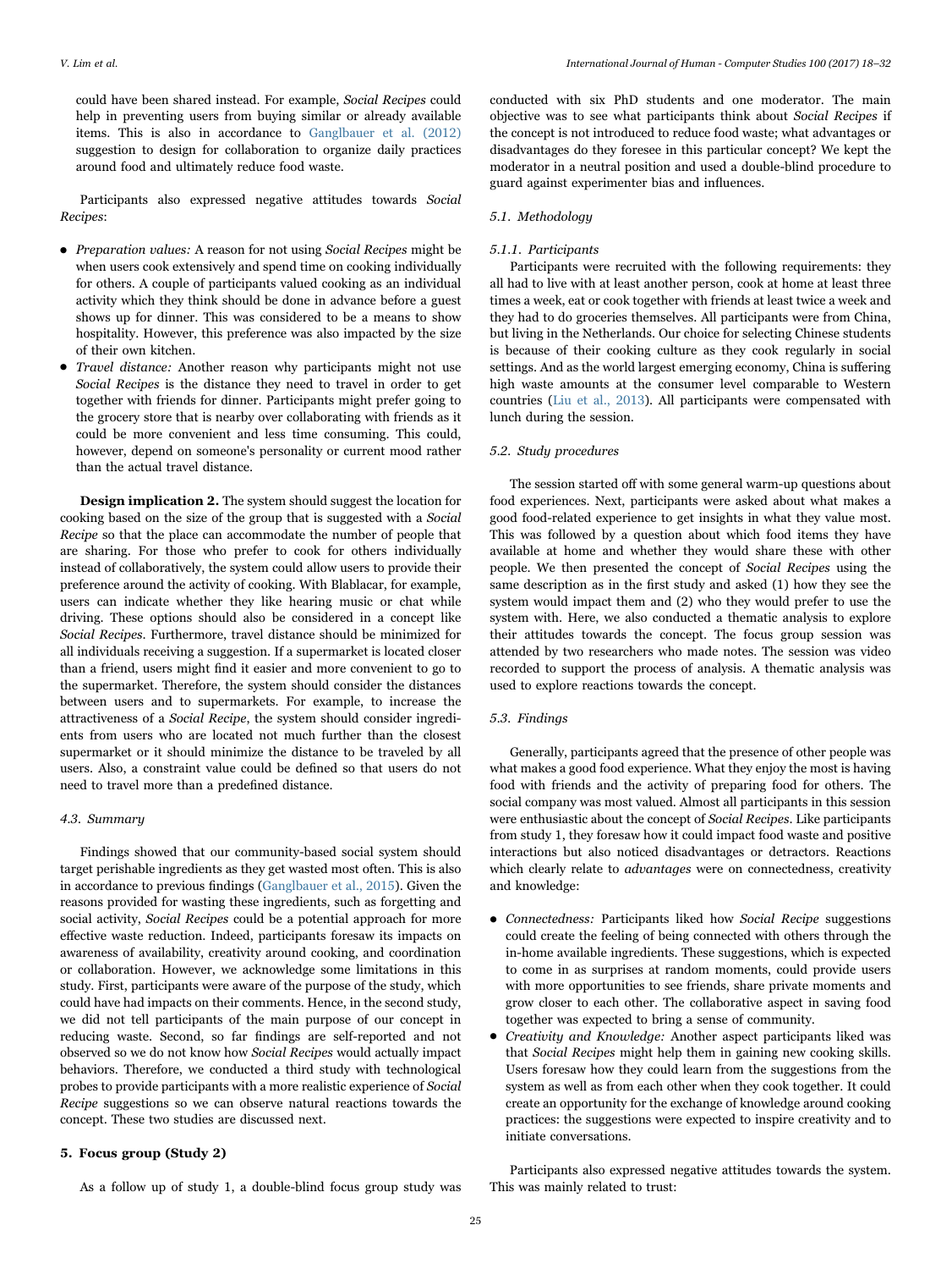could have been shared instead. For example, *Social Recipes* could help in preventing users from buying similar or already available items. This is also in accordance to Ganglbauer et al. (2012) suggestion to design for collaboration to organize daily practices around food and ultimately reduce food waste.

Participants also expressed negative attitudes towards *Social Recipes*:

- *Preparation values:* A reason for not using *Social Recipes* might be when users cook extensively and spend time on cooking individually for others. A couple of participants valued cooking as an individual activity which they think should be done in advance before a guest shows up for dinner. This was considered to be a means to show hospitality. However, this preference was also impacted by the size of their own kitchen.
- *Travel distance:* Another reason why participants might not use *Social Recipes* is the distance they need to travel in order to get together with friends for dinner. Participants might prefer going to the grocery store that is nearby over collaborating with friends as it could be more convenient and less time consuming. This could, however, depend on someone's personality or current mood rather than the actual travel distance.

**Design implication 2.** The system should suggest the location for cooking based on the size of the group that is suggested with a *Social Recipe* so that the place can accommodate the number of people that are sharing. For those who prefer to cook for others individually instead of collaboratively, the system could allow users to provide their preference around the activity of cooking. With Blablacar, for example, users can indicate whether they like hearing music or chat while driving. These options should also be considered in a concept like *Social Recipes*. Furthermore, travel distance should be minimized for all individuals receiving a suggestion. If a supermarket is located closer than a friend, users might find it easier and more convenient to go to the supermarket. Therefore, the system should consider the distances between users and to supermarkets. For example, to increase the attractiveness of a *Social Recipe*, the system should consider ingredients from users who are located not much further than the closest supermarket or it should minimize the distance to be traveled by all users. Also, a constraint value could be defined so that users do not need to travel more than a predefined distance.

### 4.3. Summary

Findings showed that our community-based social system should target perishable ingredients as they get wasted most often. This is also in accordance to previous findings (Ganglbauer et al., 2015). Given the reasons provided for wasting these ingredients, such as forgetting and social activity, *Social Recipes* could be a potential approach for more effective waste reduction. Indeed, participants foresaw its impacts on awareness of availability, creativity around cooking, and coordination or collaboration. However, we acknowledge some limitations in this study. First, participants were aware of the purpose of the study, which could have had impacts on their comments. Hence, in the second study, we did not tell participants of the main purpose of our concept in reducing waste. Second, so far findings are self-reported and not observed so we do not know how *Social Recipes* would actually impact behaviors. Therefore, we conducted a third study with technological probes to provide participants with a more realistic experience of *Social Recipe* suggestions so we can observe natural reactions towards the concept. These two studies are discussed next.

## 5. Focus group (Study 2)

As a follow up of study 1, a double-blind focus group study was conducted with six PhD students and one moderator. The main objective was to see what participants think about *Social Recipes* if the concept is not introduced to reduce food waste; what advantages or disadvantages do they foresee in this particular concept? We kept the moderator in a neutral position and used a double-blind procedure to guard against experimenter bias and influences.

### 5.1. Methodology

#### 5.1.1. Participants

Participants were recruited with the following requirements: they all had to live with at least another person, cook at home at least three times a week, eat or cook together with friends at least twice a week and they had to do groceries themselves. All participants were from China, but living in the Netherlands. Our choice for selecting Chinese students is because of their cooking culture as they cook regularly in social settings. And as the world largest emerging economy, China is suffering high waste amounts at the consumer level comparable to Western countries (Liu et al., 2013). All participants were compensated with lunch during the session.

### 5.2. Study procedures

The session started off with some general warm-up questions about food experiences. Next, participants were asked about what makes a good food-related experience to get insights in what they value most. This was followed by a question about which food items they have available at home and whether they would share these with other people. We then presented the concept of *Social Recipes* using the same description as in the first study and asked (1) how they see the system would impact them and (2) who they would prefer to use the system with. Here, we also conducted a thematic analysis to explore their attitudes towards the concept. The focus group session was attended by two researchers who made notes. The session was video recorded to support the process of analysis. A thematic analysis was used to explore reactions towards the concept.

### 5.3. Findings

Generally, participants agreed that the presence of other people was what makes a good food experience. What they enjoy the most is having food with friends and the activity of preparing food for others. The social company was most valued. Almost all participants in this session were enthusiastic about the concept of *Social Recipes*. Like participants from study 1, they foresaw how it could impact food waste and positive interactions but also noticed disadvantages or detractors. Reactions which clearly relate to *advantages* were on connectedness, creativity and knowledge:

- *Connectedness:* Participants liked how *Social Recipe* suggestions could create the feeling of being connected with others through the in-home available ingredients. These suggestions, which is expected to come in as surprises at random moments, could provide users with more opportunities to see friends, share private moments and grow closer to each other. The collaborative aspect in saving food together was expected to bring a sense of community.
- *Creativity and Knowledge:* Another aspect participants liked was that *Social Recipes* might help them in gaining new cooking skills. Users foresaw how they could learn from the suggestions from the system as well as from each other when they cook together. It could create an opportunity for the exchange of knowledge around cooking practices: the suggestions were expected to inspire creativity and to initiate conversations.

Participants also expressed negative attitudes towards the system. This was mainly related to trust: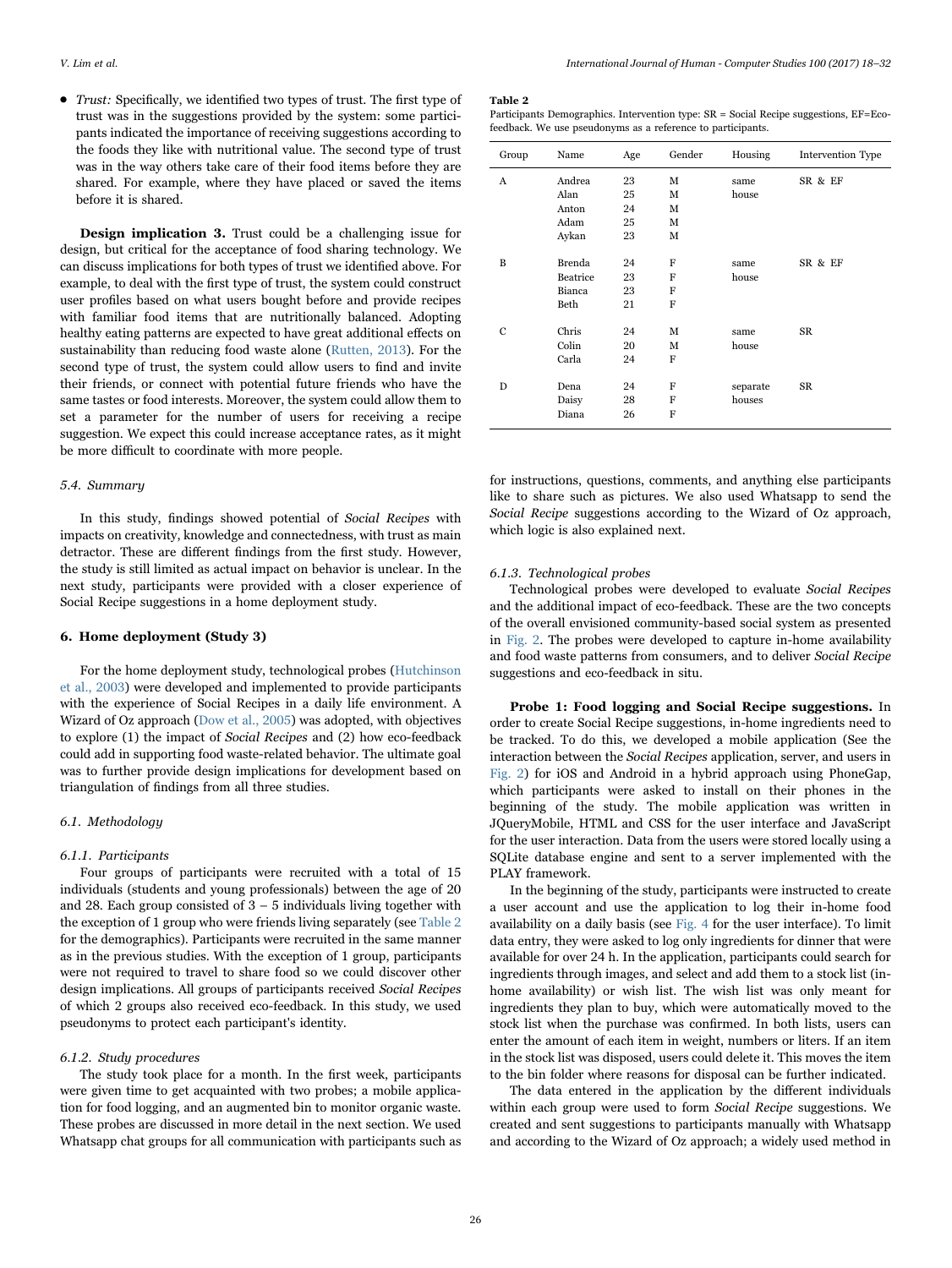- *Trust:* Specifically, we identified two types of trust. The first type of trust was in the suggestions provided by the system: some participants indicated the importance of receiving suggestions according to the foods they like with nutritional value. The second type of trust was in the way others take care of their food items before they are shared. For example, where they have placed or saved the items before it is shared.

**Design implication 3.** Trust could be a challenging issue for design, but critical for the acceptance of food sharing technology. We can discuss implications for both types of trust we identified above. For example, to deal with the first type of trust, the system could construct user profiles based on what users bought before and provide recipes with familiar food items that are nutritionally balanced. Adopting healthy eating patterns are expected to have great additional effects on sustainability than reducing food waste alone (Rutten, 2013). For the second type of trust, the system could allow users to find and invite their friends, or connect with potential future friends who have the same tastes or food interests. Moreover, the system could allow them to set a parameter for the number of users for receiving a recipe suggestion. We expect this could increase acceptance rates, as it might be more difficult to coordinate with more people.

### 5.4. Summary

In this study, findings showed potential of *Social Recipes* with impacts on creativity, knowledge and connectedness, with trust as main detractor. These are different findings from the first study. However, the study is still limited as actual impact on behavior is unclear. In the next study, participants were provided with a closer experience of Social Recipe suggestions in a home deployment study.

## 6. Home deployment (Study 3)

For the home deployment study, technological probes (Hutchinson et al., 2003) were developed and implemented to provide participants with the experience of Social Recipes in a daily life environment. A Wizard of Oz approach (Dow et al., 2005) was adopted, with objectives to explore (1) the impact of *Social Recipes* and (2) how eco-feedback could add in supporting food waste-related behavior. The ultimate goal was to further provide design implications for development based on triangulation of findings from all three studies.

### 6.1. Methodology

#### 6.1.1. Participants

Four groups of participants were recruited with a total of 15 individuals (students and young professionals) between the age of 20 and 28. Each group consisted of 3 – 5 individuals living together with the exception of 1 group who were friends living separately (see Table 2 for the demographics). Participants were recruited in the same manner as in the previous studies. With the exception of 1 group, participants were not required to travel to share food so we could discover other design implications. All groups of participants received *Social Recipes* of which 2 groups also received eco-feedback. In this study, we used pseudonyms to protect each participant's identity.

**Table 2**
Participants Demographics. Intervention type: SR = Social Recipe suggestions, EF=Eco-feedback. We use pseudonyms as a reference to participants.

| Group | Name | Age | Gender | Housing | Intervention Type |
|---|---|---|---|---|---|
| A | Andrea | 23 | M | same house | SR & EF |
| | Alan | 25 | M | | |
| | Anton | 24 | M | | |
| | Adam | 25 | M | | |
| | Aykan | 23 | M | | |
| B | Brenda | 24 | F | same house | SR & EF |
| | Beatrice | 23 | F | | |
| | Bianca | 23 | F | | |
| | Beth | 21 | F | | |
| C | Chris | 24 | M | same house | SR |
| | Colin | 20 | M | | |
| | Carla | 24 | F | | |
| D | Dena | 24 | F | separate houses | SR |
| | Daisy | 28 | F | | |
| | Diana | 26 | F | | |

#### 6.1.2. Study procedures

The study took place for a month. In the first week, participants were given time to get acquainted with two probes; a mobile application for food logging, and an augmented bin to monitor organic waste. These probes are discussed in more detail in the next section. We used Whatsapp chat groups for all communication with participants such as for instructions, questions, comments, and anything else participants like to share such as pictures. We also used Whatsapp to send the *Social Recipe* suggestions according to the Wizard of Oz approach, which logic is also explained next.

#### 6.1.3. Technological probes

Technological probes were developed to evaluate *Social Recipes* and the additional impact of eco-feedback. These are the two concepts of the overall envisioned community-based social system as presented in Fig. 2. The probes were developed to capture in-home availability and food waste patterns from consumers, and to deliver *Social Recipe* suggestions and eco-feedback in situ.

**Probe 1: Food logging and Social Recipe suggestions.** In order to create Social Recipe suggestions, in-home ingredients need to be tracked. To do this, we developed a mobile application (See the interaction between the *Social Recipes* application, server, and users in Fig. 2) for iOS and Android in a hybrid approach using PhoneGap, which participants were asked to install on their phones in the beginning of the study. The mobile application was written in JQueryMobile, HTML and CSS for the user interface and JavaScript for the user interaction. Data from the users were stored locally using a SQLite database engine and sent to a server implemented with the PLAY framework.

In the beginning of the study, participants were instructed to create a user account and use the application to log their in-home food availability on a daily basis (see Fig. 4 for the user interface). To limit data entry, they were asked to log only ingredients for dinner that were available for over 24 h. In the application, participants could search for ingredients through images, and select and add them to a stock list (in-home availability) or wish list. The wish list was only meant for ingredients they plan to buy, which were automatically moved to the stock list when the purchase was confirmed. In both lists, users can enter the amount of each item in weight, numbers or liters. If an item in the stock list was disposed, users could delete it. This moves the item to the bin folder where reasons for disposal can be further indicated.

The data entered in the application by the different individuals within each group were used to form *Social Recipe* suggestions. We created and sent suggestions to participants manually with Whatsapp and according to the Wizard of Oz approach; a widely used method in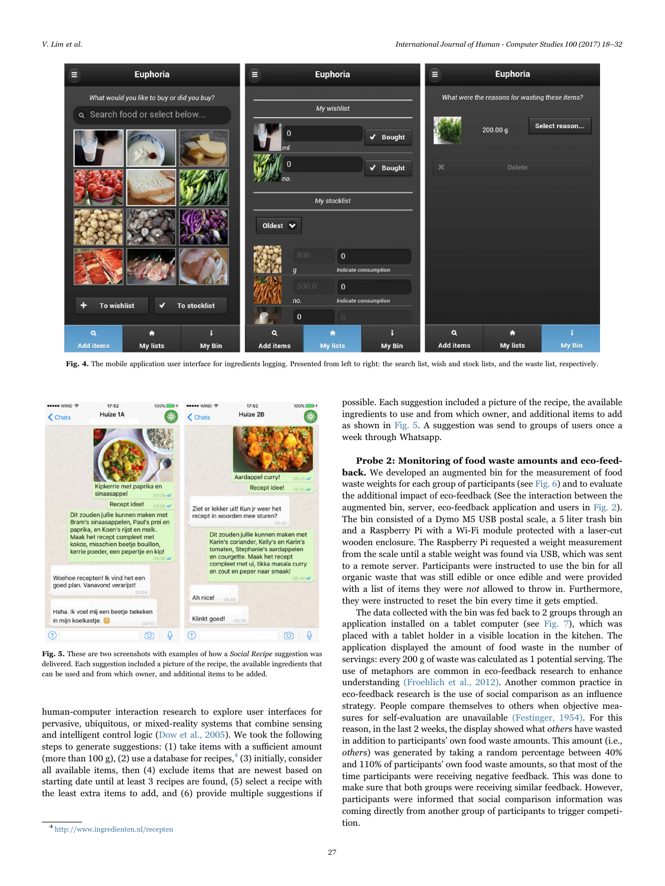**Fig. 4.** The mobile application user interface for ingredients logging. Presented from left to right: the search list, wish and stock lists, and the waste list, respectively.

**Fig. 5.** These are two screenshots with examples of how a *Social Recipe* suggestion was delivered. Each suggestion included a picture of the recipe, the available ingredients to use and from which owner, and additional items to be added.

human-computer interaction research to explore user interfaces for pervasive, ubiquitous, or mixed-reality systems that combine sensing and intelligent control logic (Dow et al., 2005). We took the following steps to generate suggestions: (1) take items with a sufficient amount (more than 100 g), (2) use a database for recipes,[4] (3) initially, consider all available items, then (4) exclude items that are newest based on starting date until at least 3 recipes are found, (5) select a recipe with the least extra items to add, and (6) provide multiple suggestions if possible. Each suggestion included a picture of the recipe, the available ingredients to use and from which owner, and additional items to add as shown in Fig. 5. A suggestion was send to groups of users once a week through Whatsapp.

**Probe 2: Monitoring of food waste amounts and eco-feedback.** We developed an augmented bin for the measurement of food waste weights for each group of participants (see Fig. 6) and to evaluate the additional impact of eco-feedback (See the interaction between the augmented bin, server, eco-feedback application and users in Fig. 2). The bin consisted of a Dymo M5 USB postal scale, a 5 liter trash bin and a Raspberry Pi with a Wi-Fi module protected with a laser-cut wooden enclosure. The Raspberry Pi requested a weight measurement from the scale until a stable weight was found via USB, which was sent to a remote server. Participants were instructed to use the bin for all organic waste that was still edible or once edible and were provided with a list of items they were *not* allowed to throw in. Furthermore, they were instructed to reset the bin every time it gets emptied.

The data collected with the bin was fed back to 2 groups through an application installed on a tablet computer (see Fig. 7), which was placed with a tablet holder in a visible location in the kitchen. The application displayed the amount of food waste in the number of servings: every 200 g of waste was calculated as 1 potential serving. The use of metaphors are common in eco-feedback research to enhance understanding (Froehlich et al., 2012). Another common practice in eco-feedback research is the use of social comparison as an influence strategy. People compare themselves to others when objective measures for self-evaluation are unavailable (Festinger, 1954). For this reason, in the last 2 weeks, the display showed what *others* have wasted in addition to participants' own food waste amounts. This amount (i.e., *others*) was generated by taking a random percentage between 40% and 110% of participants' own food waste amounts, so that most of the time participants were receiving negative feedback. This was done to make sure that both groups were receiving similar feedback. However, participants were informed that social comparison information was coming directly from another group of participants to trigger competition.

[4] http://www.ingredienten.nl/recepten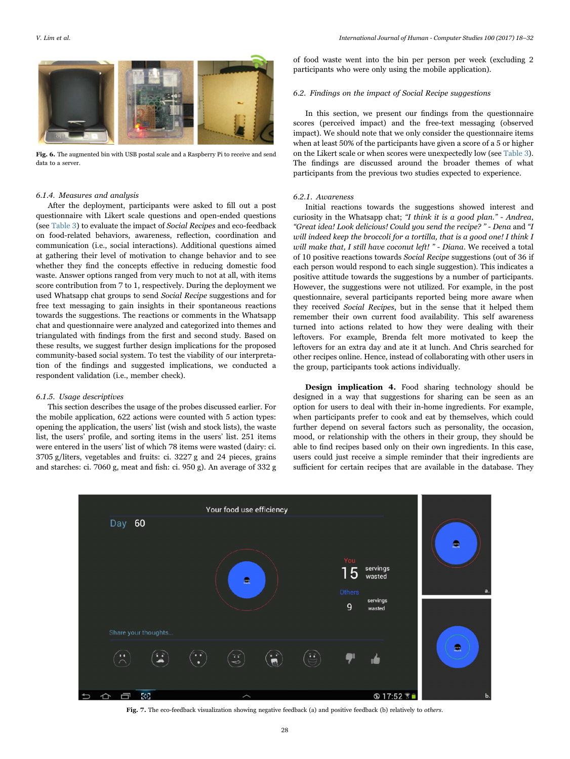Fig. 6. The augmented bin with USB postal scale and a Raspberry Pi to receive and send data to a server.

#### 6.1.4. Measures and analysis

After the deployment, participants were asked to fill out a post questionnaire with Likert scale questions and open-ended questions (see Table 3) to evaluate the impact of *Social Recipes* and eco-feedback on food-related behaviors, awareness, reflection, coordination and communication (i.e., social interactions). Additional questions aimed at gathering their level of motivation to change behavior and to see whether they find the concepts effective in reducing domestic food waste. Answer options ranged from very much to not at all, with items score contribution from 7 to 1, respectively. During the deployment we used Whatsapp chat groups to send *Social Recipe* suggestions and for free text messaging to gain insights in their spontaneous reactions towards the suggestions. The reactions or comments in the Whatsapp chat and questionnaire were analyzed and categorized into themes and triangulated with findings from the first and second study. Based on these results, we suggest further design implications for the proposed community-based social system. To test the viability of our interpretation of the findings and suggested implications, we conducted a respondent validation (i.e., member check).

#### 6.1.5. Usage descriptives

This section describes the usage of the probes discussed earlier. For the mobile application, 622 actions were counted with 5 action types: opening the application, the users' list (wish and stock lists), the waste list, the users' profile, and sorting items in the users' list. 251 items were entered in the users' list of which 78 items were wasted (dairy: ci. 3705 g/liters, vegetables and fruits: ci. 3227 g and 24 pieces, grains and starches: ci. 7060 g, meat and fish: ci. 950 g). An average of 332 g of food waste went into the bin per person per week (excluding 2 participants who were only using the mobile application).

### 6.2. Findings on the impact of Social Recipe suggestions

In this section, we present our findings from the questionnaire scores (perceived impact) and the free-text messaging (observed impact). We should note that we only consider the questionnaire items when at least 50% of the participants have given a score of a 5 or higher on the Likert scale or when scores were unexpectedly low (see Table 3). The findings are discussed around the broader themes of what participants from the previous two studies expected to experience.

#### 6.2.1. Awareness

Initial reactions towards the suggestions showed interest and curiosity in the Whatsapp chat; *"I think it is a good plan." - Andrea*, *"Great idea! Look delicious! Could you send the recipe? " - Dena* and *"I will indeed keep the broccoli for a tortilla, that is a good one! I think I will make that, I still have coconut left! " - Diana*. We received a total of 10 positive reactions towards *Social Recipe* suggestions (out of 36 if each person would respond to each single suggestion). This indicates a positive attitude towards the suggestions by a number of participants. However, the suggestions were not utilized. For example, in the post questionnaire, several participants reported being more aware when they received *Social Recipes*, but in the sense that it helped them remember their own current food availability. This self awareness turned into actions related to how they were dealing with their leftovers. For example, Brenda felt more motivated to keep the leftovers for an extra day and ate it at lunch. And Chris searched for other recipes online. Hence, instead of collaborating with other users in the group, participants took actions individually.

**Design implication 4.** Food sharing technology should be designed in a way that suggestions for sharing can be seen as an option for users to deal with their in-home ingredients. For example, when participants prefer to cook and eat by themselves, which could further depend on several factors such as personality, the occasion, mood, or relationship with the others in their group, they should be able to find recipes based only on their own ingredients. In this case, users could just receive a simple reminder that their ingredients are sufficient for certain recipes that are available in the database. They

Fig. 7. The eco-feedback visualization showing negative feedback (a) and positive feedback (b) relatively to *others*.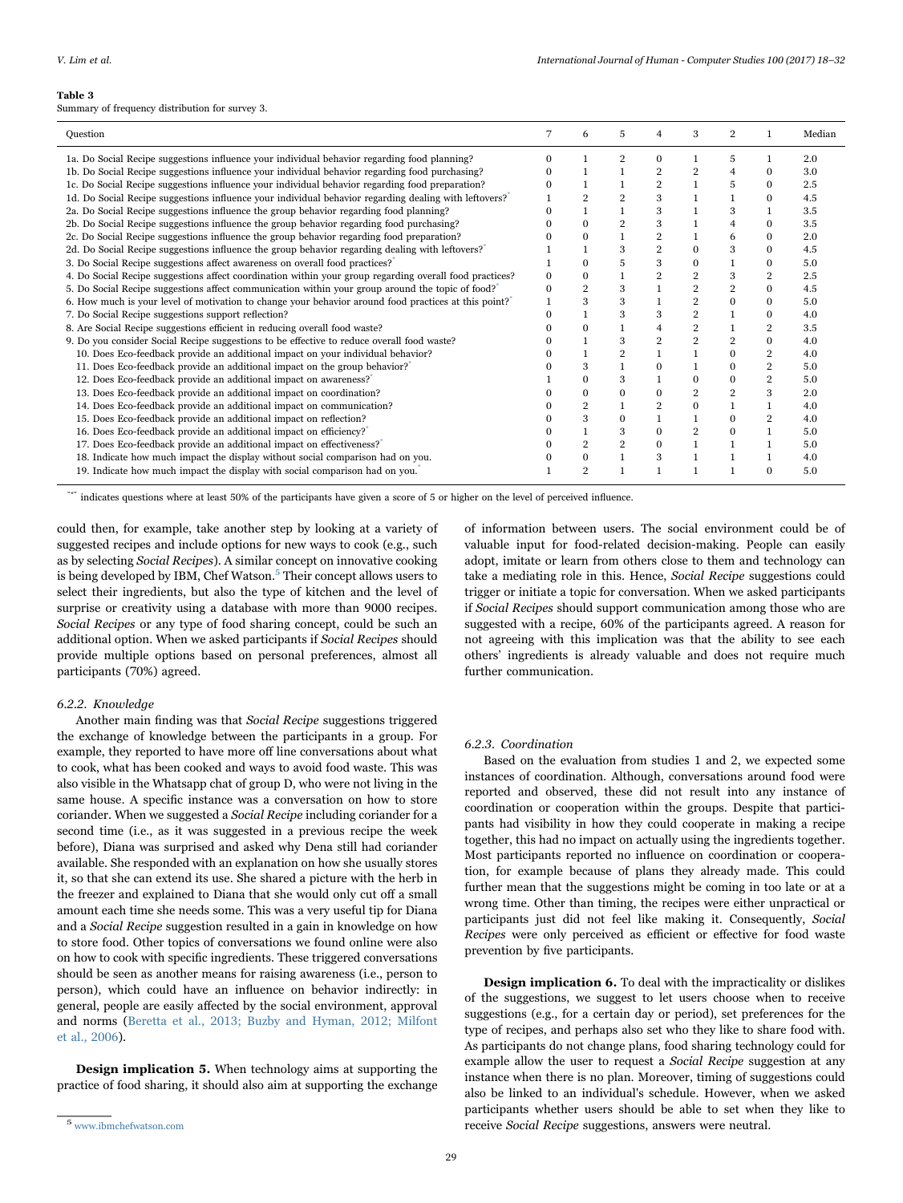**Table 3**
Summary of frequency distribution for survey 3.

| Question | 7 | 6 | 5 | 4 | 3 | 2 | 1 | Median |
|---|---|---|---|---|---|---|---|---|
| 1a. Do Social Recipe suggestions influence your individual behavior regarding food planning? | 0 | 1 | 2 | 0 | 1 | 5 | 1 | 2.0 |
| 1b. Do Social Recipe suggestions influence your individual behavior regarding food purchasing? | 0 | 1 | 1 | 2 | 2 | 4 | 0 | 3.0 |
| 1c. Do Social Recipe suggestions influence your individual behavior regarding food preparation? | 0 | 1 | 1 | 2 | 1 | 5 | 0 | 2.5 |
| 1d. Do Social Recipe suggestions influence your individual behavior regarding dealing with leftovers?* | 1 | 2 | 2 | 3 | 1 | 1 | 0 | 4.5 |
| 2a. Do Social Recipe suggestions influence the group behavior regarding food planning? | 0 | 1 | 1 | 3 | 1 | 3 | 1 | 3.5 |
| 2b. Do Social Recipe suggestions influence the group behavior regarding food purchasing? | 0 | 0 | 2 | 3 | 1 | 4 | 0 | 3.5 |
| 2c. Do Social Recipe suggestions influence the group behavior regarding food preparation? | 0 | 0 | 1 | 2 | 1 | 6 | 0 | 2.0 |
| 2d. Do Social Recipe suggestions influence the group behavior regarding dealing with leftovers?* | 1 | 1 | 3 | 2 | 0 | 3 | 0 | 4.5 |
| 3. Do Social Recipe suggestions affect awareness on overall food practices?* | 1 | 0 | 5 | 3 | 0 | 1 | 0 | 5.0 |
| 4. Do Social Recipe suggestions affect coordination within your group regarding overall food practices? | 0 | 0 | 1 | 2 | 2 | 3 | 2 | 2.5 |
| 5. Do Social Recipe suggestions affect communication within your group around the topic of food?* | 0 | 2 | 3 | 1 | 2 | 2 | 0 | 4.5 |
| 6. How much is your level of motivation to change your behavior around food practices at this point?* | 1 | 3 | 3 | 1 | 2 | 0 | 0 | 5.0 |
| 7. Do Social Recipe suggestions support reflection? | 0 | 1 | 3 | 3 | 2 | 1 | 0 | 4.0 |
| 8. Are Social Recipe suggestions efficient in reducing overall food waste? | 0 | 0 | 1 | 4 | 2 | 1 | 2 | 3.5 |
| 9. Do you consider Social Recipe suggestions to be effective to reduce overall food waste? | 0 | 1 | 3 | 2 | 2 | 2 | 0 | 4.0 |
| 10. Does Eco-feedback provide an additional impact on your individual behavior? | 0 | 1 | 2 | 1 | 1 | 0 | 2 | 4.0 |
| 11. Does Eco-feedback provide an additional impact on the group behavior?* | 0 | 3 | 1 | 0 | 1 | 0 | 2 | 5.0 |
| 12. Does Eco-feedback provide an additional impact on awareness?* | 1 | 0 | 3 | 1 | 0 | 0 | 2 | 5.0 |
| 13. Does Eco-feedback provide an additional impact on coordination? | 0 | 0 | 0 | 0 | 2 | 2 | 3 | 2.0 |
| 14. Does Eco-feedback provide an additional impact on communication? | 0 | 2 | 1 | 2 | 0 | 1 | 1 | 4.0 |
| 15. Does Eco-feedback provide an additional impact on reflection? | 0 | 3 | 0 | 1 | 1 | 0 | 2 | 4.0 |
| 16. Does Eco-feedback provide an additional impact on efficiency?* | 0 | 1 | 3 | 0 | 2 | 0 | 1 | 5.0 |
| 17. Does Eco-feedback provide an additional impact on effectiveness?* | 0 | 2 | 2 | 0 | 1 | 1 | 1 | 5.0 |
| 18. Indicate how much impact the display without social comparison had on you. | 0 | 0 | 1 | 3 | 1 | 1 | 1 | 4.0 |
| 19. Indicate how much impact the display with social comparison had on you.* | 1 | 2 | 1 | 1 | 1 | 1 | 0 | 5.0 |

"*" indicates questions where at least 50% of the participants have given a score of 5 or higher on the level of perceived influence.

could then, for example, take another step by looking at a variety of suggested recipes and include options for new ways to cook (e.g., such as by selecting *Social Recipes*). A similar concept on innovative cooking is being developed by IBM, Chef Watson.[5] Their concept allows users to select their ingredients, but also the type of kitchen and the level of surprise or creativity using a database with more than 9000 recipes. *Social Recipes* or any type of food sharing concept, could be such an additional option. When we asked participants if *Social Recipes* should provide multiple options based on personal preferences, almost all participants (70%) agreed.

#### 6.2.2. Knowledge

Another main finding was that *Social Recipe* suggestions triggered the exchange of knowledge between the participants in a group. For example, they reported to have more off line conversations about what to cook, what has been cooked and ways to avoid food waste. This was also visible in the Whatsapp chat of group D, who were not living in the same house. A specific instance was a conversation on how to store coriander. When we suggested a *Social Recipe* including coriander for a second time (i.e., as it was suggested in a previous recipe the week before), Diana was surprised and asked why Dena still had coriander available. She responded with an explanation on how she usually stores it, so that she can extend its use. She shared a picture with the herb in the freezer and explained to Diana that she would only cut off a small amount each time she needs some. This was a very useful tip for Diana and a *Social Recipe* suggestion resulted in a gain in knowledge on how to store food. Other topics of conversations we found online were also on how to cook with specific ingredients. These triggered conversations should be seen as another means for raising awareness (i.e., person to person), which could have an influence on behavior indirectly: in general, people are easily affected by the social environment, approval and norms (Beretta et al., 2013; Buzby and Hyman, 2012; Milfont et al., 2006).

**Design implication 5.** When technology aims at supporting the practice of food sharing, it should also aim at supporting the exchange of information between users. The social environment could be of valuable input for food-related decision-making. People can easily adopt, imitate or learn from others close to them and technology can take a mediating role in this. Hence, *Social Recipe* suggestions could trigger or initiate a topic for conversation. When we asked participants if *Social Recipes* should support communication among those who are suggested with a recipe, 60% of the participants agreed. A reason for not agreeing with this implication was that the ability to see each others' ingredients is already valuable and does not require much further communication.

#### 6.2.3. Coordination

Based on the evaluation from studies 1 and 2, we expected some instances of coordination. Although, conversations around food were reported and observed, these did not result into any instance of coordination or cooperation within the groups. Despite that participants had visibility in how they could cooperate in making a recipe together, this had no impact on actually using the ingredients together. Most participants reported no influence on coordination or cooperation, for example because of plans they already made. This could further mean that the suggestions might be coming in too late or at a wrong time. Other than timing, the recipes were either unpractical or participants just did not feel like making it. Consequently, *Social Recipes* were only perceived as efficient or effective for food waste prevention by five participants.

**Design implication 6.** To deal with the impracticality or dislikes of the suggestions, we suggest to let users choose when to receive suggestions (e.g., for a certain day or period), set preferences for the type of recipes, and perhaps also set who they like to share food with. As participants do not change plans, food sharing technology could for example allow the user to request a *Social Recipe* suggestion at any instance when there is no plan. Moreover, timing of suggestions could also be linked to an individual's schedule. However, when we asked participants whether users should be able to set when they like to receive *Social Recipe* suggestions, answers were neutral.

[5] www.ibmchefwatson.com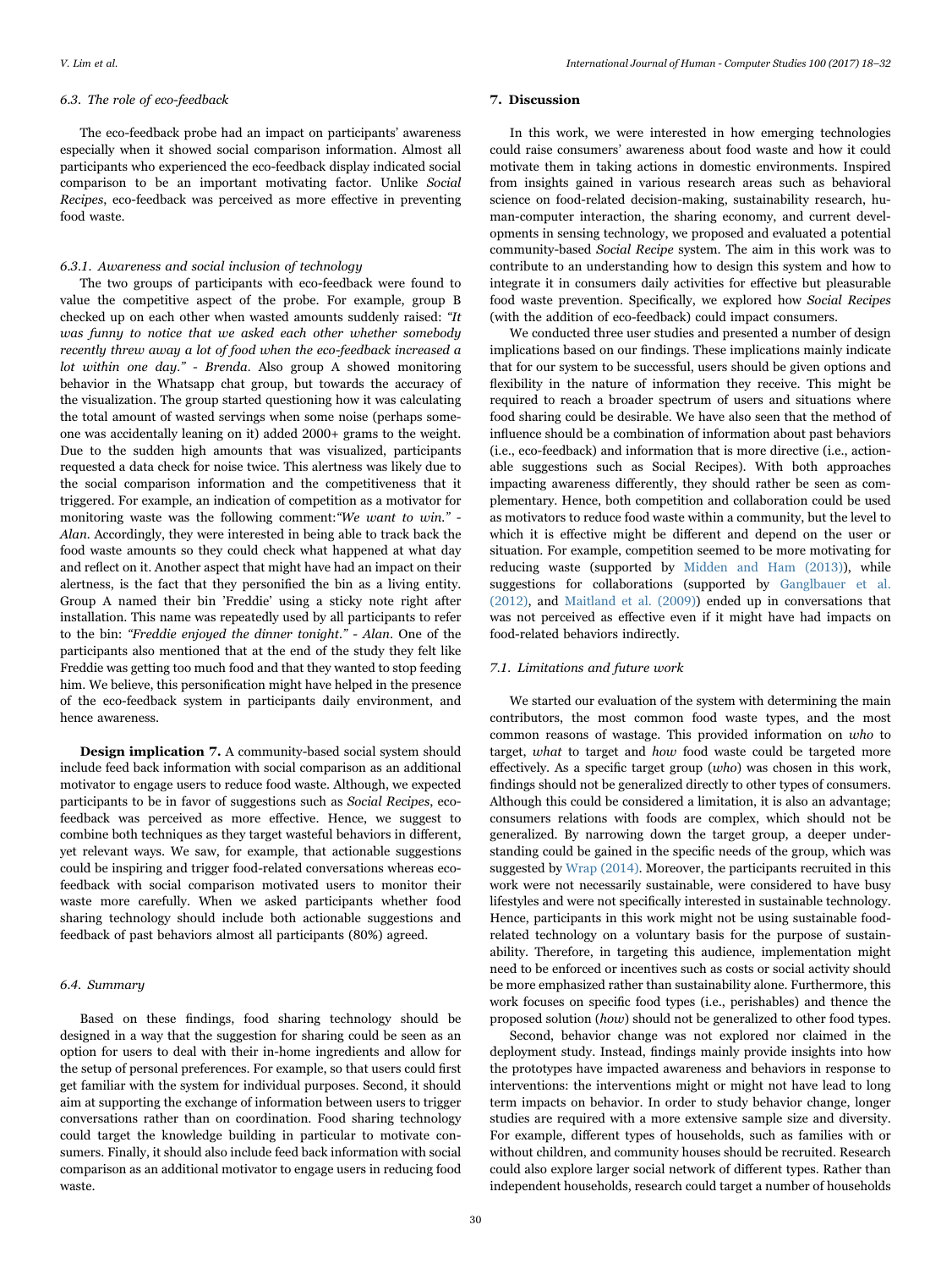### 6.3. The role of eco-feedback

The eco-feedback probe had an impact on participants' awareness especially when it showed social comparison information. Almost all participants who experienced the eco-feedback display indicated social comparison to be an important motivating factor. Unlike *Social Recipes*, eco-feedback was perceived as more effective in preventing food waste.

#### 6.3.1. Awareness and social inclusion of technology

The two groups of participants with eco-feedback were found to value the competitive aspect of the probe. For example, group B checked up on each other when wasted amounts suddenly raised: *"It was funny to notice that we asked each other whether somebody recently threw away a lot of food when the eco-feedback increased a lot within one day." - Brenda*. Also group A showed monitoring behavior in the Whatsapp chat group, but towards the accuracy of the visualization. The group started questioning how it was calculating the total amount of wasted servings when some noise (perhaps someone was accidentally leaning on it) added 2000+ grams to the weight. Due to the sudden high amounts that was visualized, participants requested a data check for noise twice. This alertness was likely due to the social comparison information and the competitiveness that it triggered. For example, an indication of competition as a motivator for monitoring waste was the following comment:*"We want to win." - Alan*. Accordingly, they were interested in being able to track back the food waste amounts so they could check what happened at what day and reflect on it. Another aspect that might have had an impact on their alertness, is the fact that they personified the bin as a living entity. Group A named their bin 'Freddie' using a sticky note right after installation. This name was repeatedly used by all participants to refer to the bin: *"Freddie enjoyed the dinner tonight." - Alan*. One of the participants also mentioned that at the end of the study they felt like Freddie was getting too much food and that they wanted to stop feeding him. We believe, this personification might have helped in the presence of the eco-feedback system in participants daily environment, and hence awareness.

**Design implication 7.** A community-based social system should include feed back information with social comparison as an additional motivator to engage users to reduce food waste. Although, we expected participants to be in favor of suggestions such as *Social Recipes*, eco-feedback was perceived as more effective. Hence, we suggest to combine both techniques as they target wasteful behaviors in different, yet relevant ways. We saw, for example, that actionable suggestions could be inspiring and trigger food-related conversations whereas eco-feedback with social comparison motivated users to monitor their waste more carefully. When we asked participants whether food sharing technology should include both actionable suggestions and feedback of past behaviors almost all participants (80%) agreed.

### 6.4. Summary

Based on these findings, food sharing technology should be designed in a way that the suggestion for sharing could be seen as an option for users to deal with their in-home ingredients and allow for the setup of personal preferences. For example, so that users could first get familiar with the system for individual purposes. Second, it should aim at supporting the exchange of information between users to trigger conversations rather than on coordination. Food sharing technology could target the knowledge building in particular to motivate consumers. Finally, it should also include feed back information with social comparison as an additional motivator to engage users in reducing food waste.

## 7. Discussion

In this work, we were interested in how emerging technologies could raise consumers' awareness about food waste and how it could motivate them in taking actions in domestic environments. Inspired from insights gained in various research areas such as behavioral science on food-related decision-making, sustainability research, human-computer interaction, the sharing economy, and current developments in sensing technology, we proposed and evaluated a potential community-based *Social Recipe* system. The aim in this work was to contribute to an understanding how to design this system and how to integrate it in consumers daily activities for effective but pleasurable food waste prevention. Specifically, we explored how *Social Recipes* (with the addition of eco-feedback) could impact consumers.

We conducted three user studies and presented a number of design implications based on our findings. These implications mainly indicate that for our system to be successful, users should be given options and flexibility in the nature of information they receive. This might be required to reach a broader spectrum of users and situations where food sharing could be desirable. We have also seen that the method of influence should be a combination of information about past behaviors (i.e., eco-feedback) and information that is more directive (i.e., actionable suggestions such as Social Recipes). With both approaches impacting awareness differently, they should rather be seen as complementary. Hence, both competition and collaboration could be used as motivators to reduce food waste within a community, but the level to which it is effective might be different and depend on the user or situation. For example, competition seemed to be more motivating for reducing waste (supported by Midden and Ham (2013)), while suggestions for collaborations (supported by Ganglbauer et al. (2012), and Maitland et al. (2009)) ended up in conversations that was not perceived as effective even if it might have had impacts on food-related behaviors indirectly.

### 7.1. Limitations and future work

We started our evaluation of the system with determining the main contributors, the most common food waste types, and the most common reasons of wastage. This provided information on *who* to target, *what* to target and *how* food waste could be targeted more effectively. As a specific target group (*who*) was chosen in this work, findings should not be generalized directly to other types of consumers. Although this could be considered a limitation, it is also an advantage; consumers relations with foods are complex, which should not be generalized. By narrowing down the target group, a deeper understanding could be gained in the specific needs of the group, which was suggested by Wrap (2014). Moreover, the participants recruited in this work were not necessarily sustainable, were considered to have busy lifestyles and were not specifically interested in sustainable technology. Hence, participants in this work might not be using sustainable food-related technology on a voluntary basis for the purpose of sustainability. Therefore, in targeting this audience, implementation might need to be enforced or incentives such as costs or social activity should be more emphasized rather than sustainability alone. Furthermore, this work focuses on specific food types (i.e., perishables) and thence the proposed solution (*how*) should not be generalized to other food types.

Second, behavior change was not explored nor claimed in the deployment study. Instead, findings mainly provide insights into how the prototypes have impacted awareness and behaviors in response to interventions: the interventions might or might not have lead to long term impacts on behavior. In order to study behavior change, longer studies are required with a more extensive sample size and diversity. For example, different types of households, such as families with or without children, and community houses should be recruited. Research could also explore larger social network of different types. Rather than independent households, research could target a number of households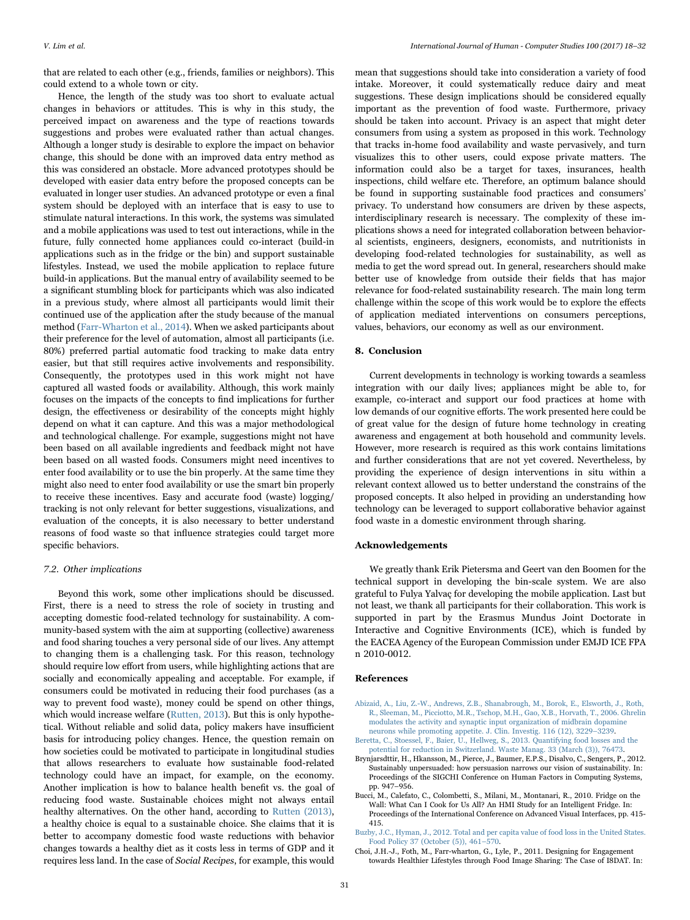that are related to each other (e.g., friends, families or neighbors). This could extend to a whole town or city.

Hence, the length of the study was too short to evaluate actual changes in behaviors or attitudes. This is why in this study, the perceived impact on awareness and the type of reactions towards suggestions and probes were evaluated rather than actual changes. Although a longer study is desirable to explore the impact on behavior change, this should be done with an improved data entry method as this was considered an obstacle. More advanced prototypes should be developed with easier data entry before the proposed concepts can be evaluated in longer user studies. An advanced prototype or even a final system should be deployed with an interface that is easy to use to stimulate natural interactions. In this work, the systems was simulated and a mobile applications was used to test out interactions, while in the future, fully connected home appliances could co-interact (build-in applications such as in the fridge or the bin) and support sustainable lifestyles. Instead, we used the mobile application to replace future build-in applications. But the manual entry of availability seemed to be a significant stumbling block for participants which was also indicated in a previous study, where almost all participants would limit their continued use of the application after the study because of the manual method (Farr-Wharton et al., 2014). When we asked participants about their preference for the level of automation, almost all participants (i.e. 80%) preferred partial automatic food tracking to make data entry easier, but that still requires active involvements and responsibility. Consequently, the prototypes used in this work might not have captured all wasted foods or availability. Although, this work mainly focuses on the impacts of the concepts to find implications for further design, the effectiveness or desirability of the concepts might highly depend on what it can capture. And this was a major methodological and technological challenge. For example, suggestions might not have been based on all available ingredients and feedback might not have been based on all wasted foods. Consumers might need incentives to enter food availability or to use the bin properly. At the same time they might also need to enter food availability or use the smart bin properly to receive these incentives. Easy and accurate food (waste) logging/tracking is not only relevant for better suggestions, visualizations, and evaluation of the concepts, it is also necessary to better understand reasons of food waste so that influence strategies could target more specific behaviors.

### 7.2. Other implications

Beyond this work, some other implications should be discussed. First, there is a need to stress the role of society in trusting and accepting domestic food-related technology for sustainability. A community-based system with the aim at supporting (collective) awareness and food sharing touches a very personal side of our lives. Any attempt to changing them is a challenging task. For this reason, technology should require low effort from users, while highlighting actions that are socially and economically appealing and acceptable. For example, if consumers could be motivated in reducing their food purchases (as a way to prevent food waste), money could be spend on other things, which would increase welfare (Rutten, 2013). But this is only hypothetical. Without reliable and solid data, policy makers have insufficient basis for introducing policy changes. Hence, the question remain on how societies could be motivated to participate in longitudinal studies that allows researchers to evaluate how sustainable food-related technology could have an impact, for example, on the economy. Another implication is how to balance health benefit vs. the goal of reducing food waste. Sustainable choices might not always entail healthy alternatives. On the other hand, according to Rutten (2013), a healthy choice is equal to a sustainable choice. She claims that it is better to accompany domestic food waste reductions with behavior changes towards a healthy diet as it costs less in terms of GDP and it requires less land. In the case of *Social Recipes*, for example, this would mean that suggestions should take into consideration a variety of food intake. Moreover, it could systematically reduce dairy and meat suggestions. These design implications should be considered equally important as the prevention of food waste. Furthermore, privacy should be taken into account. Privacy is an aspect that might deter consumers from using a system as proposed in this work. Technology that tracks in-home food availability and waste pervasively, and turn visualizes this to other users, could expose private matters. The information could also be a target for taxes, insurances, health inspections, child welfare etc. Therefore, an optimum balance should be found in supporting sustainable food practices and consumers' privacy. To understand how consumers are driven by these aspects, interdisciplinary research is necessary. The complexity of these implications shows a need for integrated collaboration between behavioral scientists, engineers, designers, economists, and nutritionists in developing food-related technologies for sustainability, as well as media to get the word spread out. In general, researchers should make better use of knowledge from outside their fields that has major relevance for food-related sustainability research. The main long term challenge within the scope of this work would be to explore the effects of application mediated interventions on consumers perceptions, values, behaviors, our economy as well as our environment.

## 8. Conclusion

Current developments in technology is working towards a seamless integration with our daily lives; appliances might be able to, for example, co-interact and support our food practices at home with low demands of our cognitive efforts. The work presented here could be of great value for the design of future home technology in creating awareness and engagement at both household and community levels. However, more research is required as this work contains limitations and further considerations that are not yet covered. Nevertheless, by providing the experience of design interventions in situ within a relevant context allowed us to better understand the constrains of the proposed concepts. It also helped in providing an understanding how technology can be leveraged to support collaborative behavior against food waste in a domestic environment through sharing.

## Acknowledgements

We greatly thank Erik Pietersma and Geert van den Boomen for the technical support in developing the bin-scale system. We are also grateful to Fulya Yalvaç for developing the mobile application. Last but not least, we thank all participants for their collaboration. This work is supported in part by the Erasmus Mundus Joint Doctorate in Interactive and Cognitive Environments (ICE), which is funded by the EACEA Agency of the European Commission under EMJD ICE FPA n 2010-0012.

## References

Abizaid, A., Liu, Z.-W., Andrews, Z.B., Shanabrough, M., Borok, E., Elsworth, J., Roth, R., Sleeman, M., Picciotto, M.R., Tschop, M.H., Gao, X.B., Horvath, T., 2006. Ghrelin modulates the activity and synaptic input organization of midbrain dopamine neurons while promoting appetite. J. Clin. Investig. 116 (12), 3229–3239.

Beretta, C., Stoessel, F., Baier, U., Hellweg, S., 2013. Quantifying food losses and the potential for reduction in Switzerland. Waste Manag. 33 (March (3)), 76473.

Brynjarsdttir, H., Hkansson, M., Pierce, J., Baumer, E.P.S., Disalvo, C., Sengers, P., 2012. Sustainably unpersuaded: how persuasion narrows our vision of sustainability. In: Proceedings of the SIGCHI Conference on Human Factors in Computing Systems, pp. 947–956.

Bucci, M., Calefato, C., Colombetti, S., Milani, M., Montanari, R., 2010. Fridge on the Wall: What Can I Cook for Us All? An HMI Study for an Intelligent Fridge. In: Proceedings of the International Conference on Advanced Visual Interfaces, pp. 415-415.

Buzby, J.C., Hyman, J., 2012. Total and per capita value of food loss in the United States. Food Policy 37 (October (5)), 461–570.

Choi, J.H.-J., Foth, M., Farr-wharton, G., Lyle, P., 2011. Designing for Engagement towards Healthier Lifestyles through Food Image Sharing: The Case of I8DAT. In: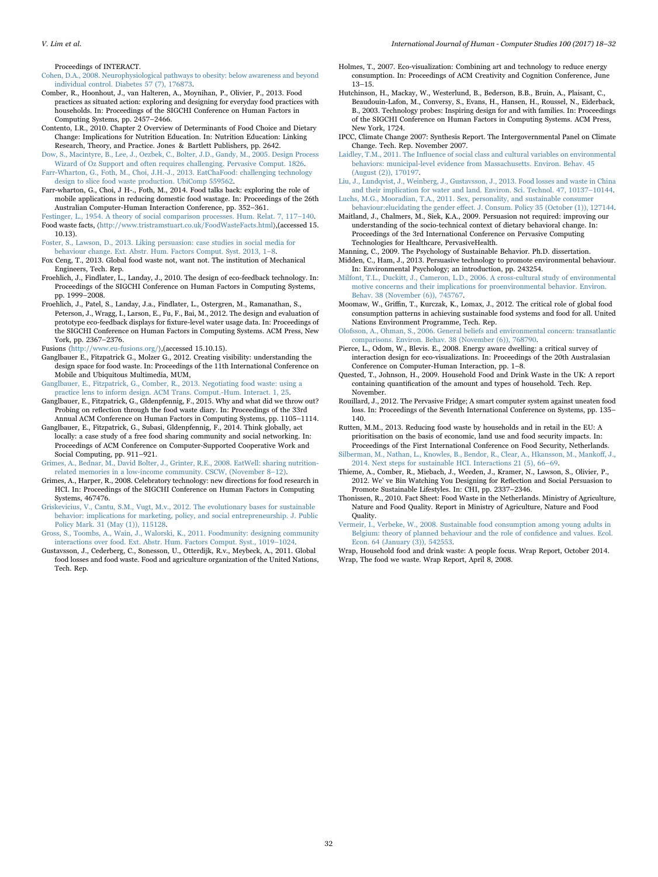Proceedings of INTERACT.

Cohen, D.A., 2008. Neurophysiological pathways to obesity: below awareness and beyond individual control. Diabetes 57 (7), 176873.

Comber, R., Hoonhout, J., van Halteren, A., Moynihan, P., Olivier, P., 2013. Food practices as situated action: exploring and designing for everyday food practices with households. In: Proceedings of the SIGCHI Conference on Human Factors in Computing Systems, pp. 2457–2466.

Contento, I.R., 2010. Chapter 2 Overview of Determinants of Food Choice and Dietary Change: Implications for Nutrition Education. In: Nutrition Education: Linking Research, Theory, and Practice. Jones & Bartlett Publishers, pp. 2642.

Dow, S., Macintyre, B., Lee, J., Oezbek, C., Bolter, J.D., Gandy, M., 2005. Design Process Wizard of Oz Support and often requires challenging. Pervasive Comput. 1826.

Farr-Wharton, G., Foth, M., Choi, J.H.-J., 2013. EatChaFood: challenging technology design to slice food waste production. UbiComp 559562.

Farr-wharton, G., Choi, J H-., Foth, M., 2014. Food talks back: exploring the role of mobile applications in reducing domestic food wastage. In: Proceedings of the 26th Australian Computer-Human Interaction Conference, pp. 352–361.

Festinger, L., 1954. A theory of social comparison processes. Hum. Relat. 7, 117–140.

Food waste facts, ⟨http://www.tristramstuart.co.uk/FoodWasteFacts.html⟩,(accessed 15. 10.13).

Foster, S., Lawson, D., 2013. Liking persuasion: case studies in social media for behaviour change. Ext. Abstr. Hum. Factors Comput. Syst. 2013, 1–8.

Fox Ceng, T., 2013. Global food waste not, want not. The institution of Mechanical Engineers, Tech. Rep.

Froehlich, J., Findlater, L., Landay, J., 2010. The design of eco-feedback technology. In: Proceedings of the SIGCHI Conference on Human Factors in Computing Systems, pp. 1999–2008.

Froehlich, J., Patel, S., Landay, J.a., Findlater, L., Ostergren, M., Ramanathan, S., Peterson, J., Wragg, I., Larson, E., Fu, F., Bai, M., 2012. The design and evaluation of prototype eco-feedback displays for fixture-level water usage data. In: Proceedings of the SIGCHI Conference on Human Factors in Computing Systems. ACM Press, New York, pp. 2367–2376.

Fusions ⟨http://www.eu-fusions.org/⟩,(accessed 15.10.15).

Ganglbauer E., Fitzpatrick G., Molzer G., 2012. Creating visibility: understanding the design space for food waste. In: Proceedings of the 11th International Conference on Mobile and Ubiquitous Multimedia, MUM,

Ganglbauer, E., Fitzpatrick, G., Comber, R., 2013. Negotiating food waste: using a practice lens to inform design. ACM Trans. Comput.-Hum. Interact. 1, 25.

Ganglbauer, E., Fitzpatrick, G., Gldenpfennig, F., 2015. Why and what did we throw out? Probing on reflection through the food waste diary. In: Proceedings of the 33rd Annual ACM Conference on Human Factors in Computing Systems, pp. 1105–1114.

Ganglbauer, E., Fitzpatrick, G., Subasi, Gldenpfennig, F., 2014. Think globally, act locally: a case study of a free food sharing community and social networking. In: Proceedings of ACM Conference on Computer-Supported Cooperative Work and Social Computing, pp. 911–921.

Grimes, A., Bednar, M., David Bolter, J., Grinter, R.E., 2008. EatWell: sharing nutrition-related memories in a low-income community. CSCW, (November 8–12).

Grimes, A., Harper, R., 2008. Celebratory technology: new directions for food research in HCI. In: Proceedings of the SIGCHI Conference on Human Factors in Computing Systems, 467476.

Griskevicius, V., Cantu, S.M., Vugt, M.v., 2012. The evolutionary bases for sustainable behavior: implications for marketing, policy, and social entrepreneurship. J. Public Policy Mark. 31 (May (1)), 115128.

Gross, S., Toombs, A., Wain, J., Walorski, K., 2011. Foodmunity: designing community interactions over food. Ext. Abstr. Hum. Factors Comput. Syst., 1019–1024.

Gustavsson, J., Cederberg, C., Sonesson, U., Otterdijk, R.v., Meybeck, A., 2011. Global food losses and food waste. Food and agriculture organization of the United Nations, Tech. Rep.

Holmes, T., 2007. Eco-visualization: Combining art and technology to reduce energy consumption. In: Proceedings of ACM Creativity and Cognition Conference, June 13–15.

Hutchinson, H., Mackay, W., Westerlund, B., Bederson, B.B., Bruin, A., Plaisant, C., Beaudouin-Lafon, M., Conversy, S., Evans, H., Hansen, H., Roussel, N., Eiderback, B., 2003. Technology probes: Inspiring design for and with families. In: Proceedings of the SIGCHI Conference on Human Factors in Computing Systems. ACM Press, New York, 1724.

IPCC, Climate Change 2007: Synthesis Report. The Intergovernmental Panel on Climate Change. Tech. Rep. November 2007.

Laidley, T.M., 2011. The Influence of social class and cultural variables on environmental behaviors: municipal-level evidence from Massachusetts. Environ. Behav. 45 (August (2)), 170197.

Liu, J., Lundqvist, J., Weinberg, J., Gustavsson, J., 2013. Food losses and waste in China and their implication for water and land. Environ. Sci. Technol. 47, 10137–10144.

Luchs, M.G., Mooradian, T.A., 2011. Sex, personality, and sustainable consumer behaviour:elucidating the gender effect. J. Consum. Policy 35 (October (1)), 127144.

Maitland, J., Chalmers, M., Siek, K.A., 2009. Persuasion not required: improving our understanding of the socio-technical context of dietary behavioral change. In: Proceedings of the 3rd International Conference on Pervasive Computing Technologies for Healthcare, PervasiveHealth.

Manning, C., 2009. The Psychology of Sustainable Behavior. Ph.D. dissertation.

Midden, C., Ham, J., 2013. Persuasive technology to promote environmental behaviour. In: Environmental Psychology; an introduction, pp. 243254.

Milfont, T.L., Duckitt, J., Cameron, L.D., 2006. A cross-cultural study of environmental motive concerns and their implications for proenvironmental behavior. Environ. Behav. 38 (November (6)), 745767.

Moomaw, W., Griffin, T., Kurczak, K., Lomax, J., 2012. The critical role of global food consumption patterns in achieving sustainable food systems and food for all. United Nations Environment Programme, Tech. Rep.

Olofsson, A., Ohman, S., 2006. General beliefs and environmental concern: transatlantic comparisons. Environ. Behav. 38 (November (6)), 768790.

Pierce, L., Odom, W., Blevis. E., 2008. Energy aware dwelling: a critical survey of interaction design for eco-visualizations. In: Proceedings of the 20th Australasian Conference on Computer-Human Interaction, pp. 1–8.

Quested, T., Johnson, H., 2009. Household Food and Drink Waste in the UK: A report containing quantification of the amount and types of household. Tech. Rep. November.

Rouillard, J., 2012. The Pervasive Fridge; A smart computer system against uneaten food loss. In: Proceedings of the Seventh International Conference on Systems, pp. 135–140.

Rutten, M.M., 2013. Reducing food waste by households and in retail in the EU: A prioritisation on the basis of economic, land use and food security impacts. In: Proceedings of the First International Conference on Food Security, Netherlands.

Silberman, M., Nathan, L., Knowles, B., Bendor, R., Clear, A., Hkansson, M., Mankoff, J., 2014. Next steps for sustainable HCI. Interactions 21 (5), 66–69.

Thieme, A., Comber, R., Miebach, J., Weeden, J., Kramer, N., Lawson, S., Olivier, P., 2012. We' ve Bin Watching You Designing for Reflection and Social Persuasion to Promote Sustainable Lifestyles. In: CHI, pp. 2337–2346.

Thonissen, R., 2010. Fact Sheet: Food Waste in the Netherlands. Ministry of Agriculture, Nature and Food Quality. Report in Ministry of Agriculture, Nature and Food Quality.

Vermeir, I., Verbeke, W., 2008. Sustainable food consumption among young adults in Belgium: theory of planned behaviour and the role of confidence and values. Ecol. Econ. 64 (January (3)), 542553.

Wrap, Household food and drink waste: A people focus. Wrap Report, October 2014.

Wrap, The food we waste. Wrap Report, April 8, 2008.